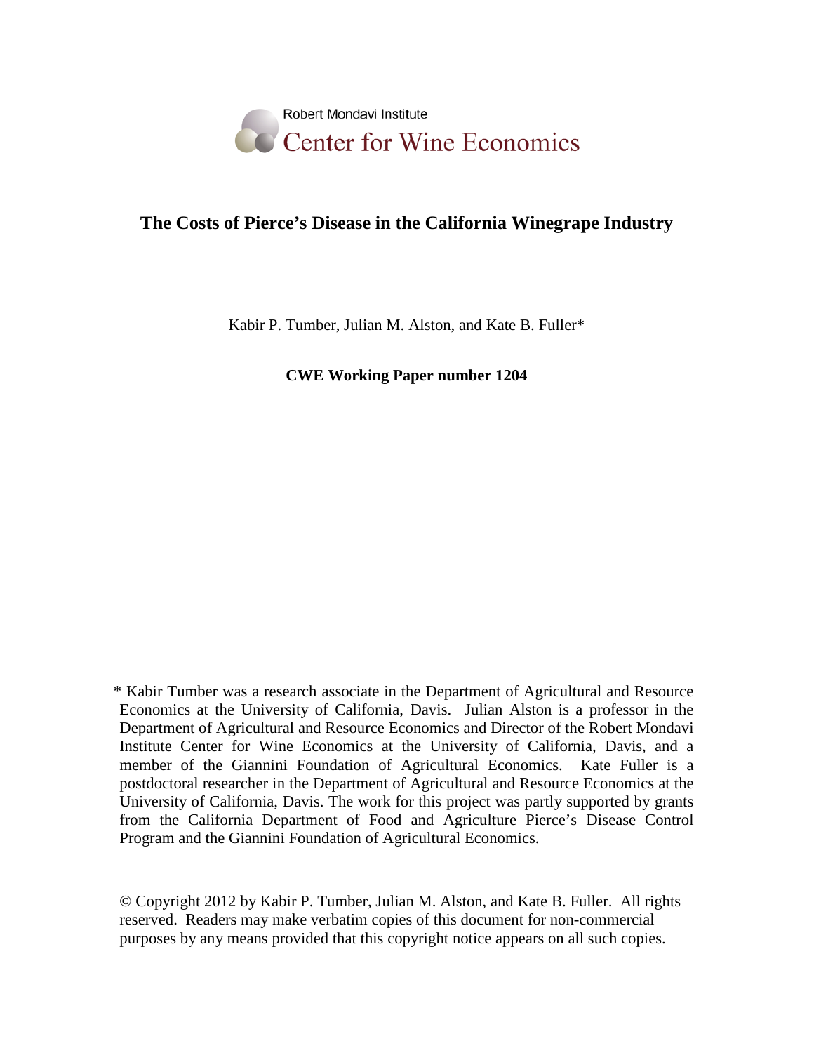Robert Mondavi Institute
Center for Wine Economics

# The Costs of Pierce's Disease in the California Winegrape Industry

Kabir P. Tumber, Julian M. Alston, and Kate B. Fuller*

**CWE Working Paper number 1204**

\* Kabir Tumber was a research associate in the Department of Agricultural and Resource Economics at the University of California, Davis. Julian Alston is a professor in the Department of Agricultural and Resource Economics and Director of the Robert Mondavi Institute Center for Wine Economics at the University of California, Davis, and a member of the Giannini Foundation of Agricultural Economics. Kate Fuller is a postdoctoral researcher in the Department of Agricultural and Resource Economics at the University of California, Davis. The work for this project was partly supported by grants from the California Department of Food and Agriculture Pierce's Disease Control Program and the Giannini Foundation of Agricultural Economics.

© Copyright 2012 by Kabir P. Tumber, Julian M. Alston, and Kate B. Fuller. All rights reserved. Readers may make verbatim copies of this document for non-commercial purposes by any means provided that this copyright notice appears on all such copies.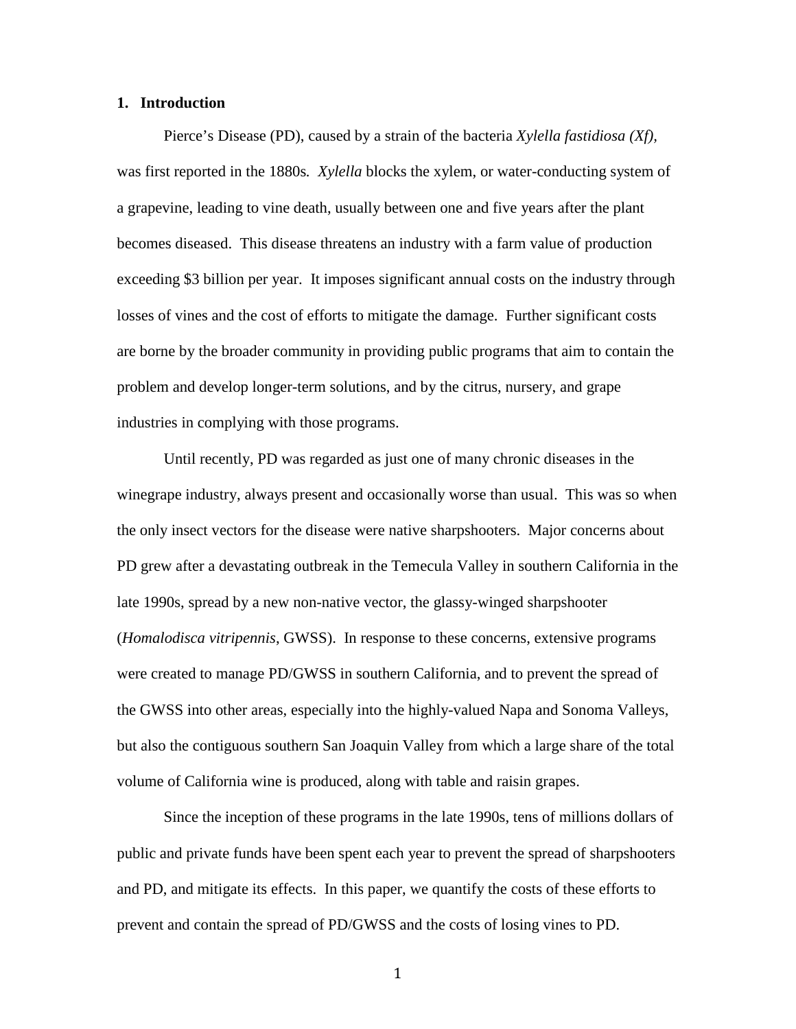## 1. Introduction

Pierce's Disease (PD), caused by a strain of the bacteria *Xylella fastidiosa (Xf)*, was first reported in the 1880s. *Xylella* blocks the xylem, or water-conducting system of a grapevine, leading to vine death, usually between one and five years after the plant becomes diseased. This disease threatens an industry with a farm value of production exceeding $3 billion per year. It imposes significant annual costs on the industry through losses of vines and the cost of efforts to mitigate the damage. Further significant costs are borne by the broader community in providing public programs that aim to contain the problem and develop longer-term solutions, and by the citrus, nursery, and grape industries in complying with those programs.

Until recently, PD was regarded as just one of many chronic diseases in the winegrape industry, always present and occasionally worse than usual. This was so when the only insect vectors for the disease were native sharpshooters. Major concerns about PD grew after a devastating outbreak in the Temecula Valley in southern California in the late 1990s, spread by a new non-native vector, the glassy-winged sharpshooter (*Homalodisca vitripennis*, GWSS). In response to these concerns, extensive programs were created to manage PD/GWSS in southern California, and to prevent the spread of the GWSS into other areas, especially into the highly-valued Napa and Sonoma Valleys, but also the contiguous southern San Joaquin Valley from which a large share of the total volume of California wine is produced, along with table and raisin grapes.

Since the inception of these programs in the late 1990s, tens of millions dollars of public and private funds have been spent each year to prevent the spread of sharpshooters and PD, and mitigate its effects. In this paper, we quantify the costs of these efforts to prevent and contain the spread of PD/GWSS and the costs of losing vines to PD.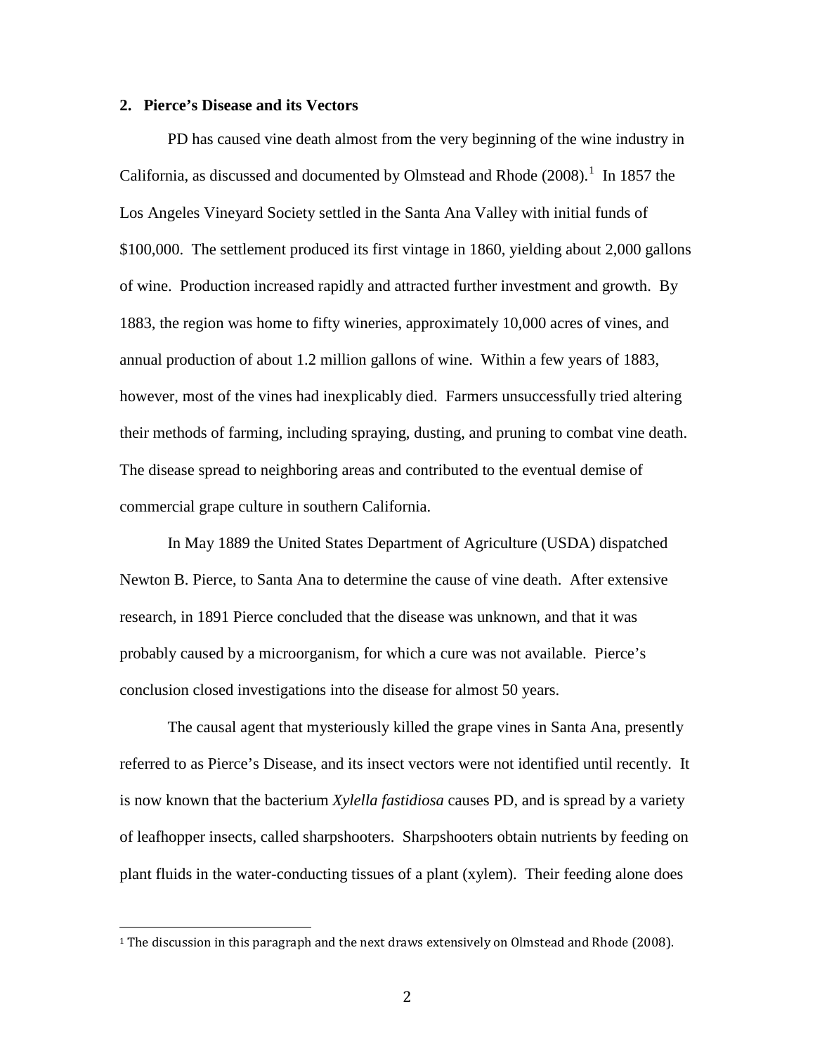## 2. Pierce's Disease and its Vectors

PD has caused vine death almost from the very beginning of the wine industry in California, as discussed and documented by Olmstead and Rhode (2008).[1] In 1857 the Los Angeles Vineyard Society settled in the Santa Ana Valley with initial funds of \$100,000. The settlement produced its first vintage in 1860, yielding about 2,000 gallons of wine. Production increased rapidly and attracted further investment and growth. By 1883, the region was home to fifty wineries, approximately 10,000 acres of vines, and annual production of about 1.2 million gallons of wine. Within a few years of 1883, however, most of the vines had inexplicably died. Farmers unsuccessfully tried altering their methods of farming, including spraying, dusting, and pruning to combat vine death. The disease spread to neighboring areas and contributed to the eventual demise of commercial grape culture in southern California.

In May 1889 the United States Department of Agriculture (USDA) dispatched Newton B. Pierce, to Santa Ana to determine the cause of vine death. After extensive research, in 1891 Pierce concluded that the disease was unknown, and that it was probably caused by a microorganism, for which a cure was not available. Pierce's conclusion closed investigations into the disease for almost 50 years.

The causal agent that mysteriously killed the grape vines in Santa Ana, presently referred to as Pierce's Disease, and its insect vectors were not identified until recently. It is now known that the bacterium *Xylella fastidiosa* causes PD, and is spread by a variety of leafhopper insects, called sharpshooters. Sharpshooters obtain nutrients by feeding on plant fluids in the water-conducting tissues of a plant (xylem). Their feeding alone does

[1] The discussion in this paragraph and the next draws extensively on Olmstead and Rhode (2008).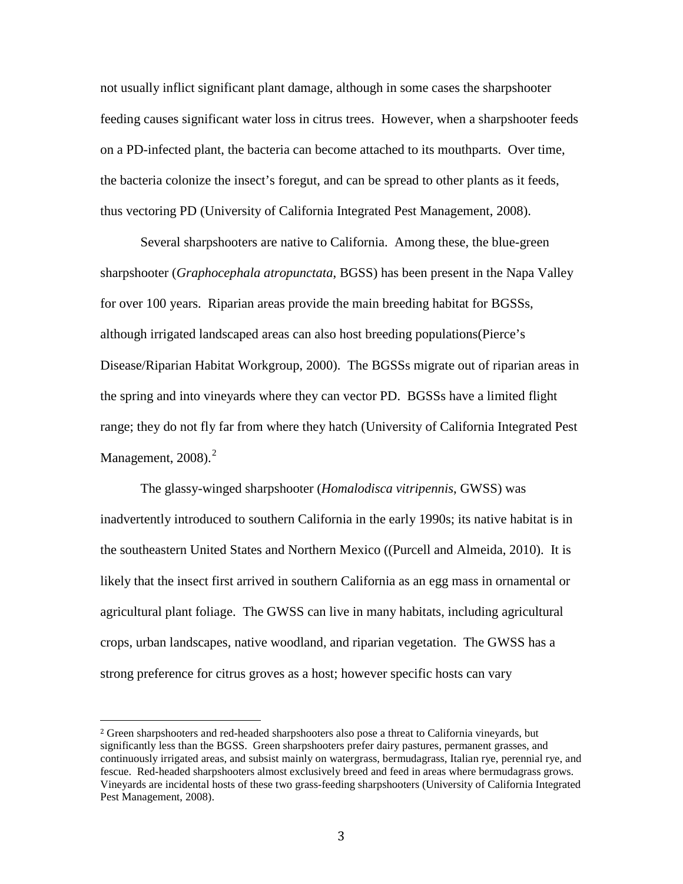not usually inflict significant plant damage, although in some cases the sharpshooter feeding causes significant water loss in citrus trees. However, when a sharpshooter feeds on a PD-infected plant, the bacteria can become attached to its mouthparts. Over time, the bacteria colonize the insect's foregut, and can be spread to other plants as it feeds, thus vectoring PD (University of California Integrated Pest Management, 2008).

Several sharpshooters are native to California. Among these, the blue-green sharpshooter (*Graphocephala atropunctata*, BGSS) has been present in the Napa Valley for over 100 years. Riparian areas provide the main breeding habitat for BGSSs, although irrigated landscaped areas can also host breeding populations(Pierce's Disease/Riparian Habitat Workgroup, 2000). The BGSSs migrate out of riparian areas in the spring and into vineyards where they can vector PD. BGSSs have a limited flight range; they do not fly far from where they hatch (University of California Integrated Pest Management, 2008).[2]

The glassy-winged sharpshooter (*Homalodisca vitripennis*, GWSS) was inadvertently introduced to southern California in the early 1990s; its native habitat is in the southeastern United States and Northern Mexico ((Purcell and Almeida, 2010). It is likely that the insect first arrived in southern California as an egg mass in ornamental or agricultural plant foliage. The GWSS can live in many habitats, including agricultural crops, urban landscapes, native woodland, and riparian vegetation. The GWSS has a strong preference for citrus groves as a host; however specific hosts can vary

[2] Green sharpshooters and red-headed sharpshooters also pose a threat to California vineyards, but significantly less than the BGSS. Green sharpshooters prefer dairy pastures, permanent grasses, and continuously irrigated areas, and subsist mainly on watergrass, bermudagrass, Italian rye, perennial rye, and fescue. Red-headed sharpshooters almost exclusively breed and feed in areas where bermudagrass grows. Vineyards are incidental hosts of these two grass-feeding sharpshooters (University of California Integrated Pest Management, 2008).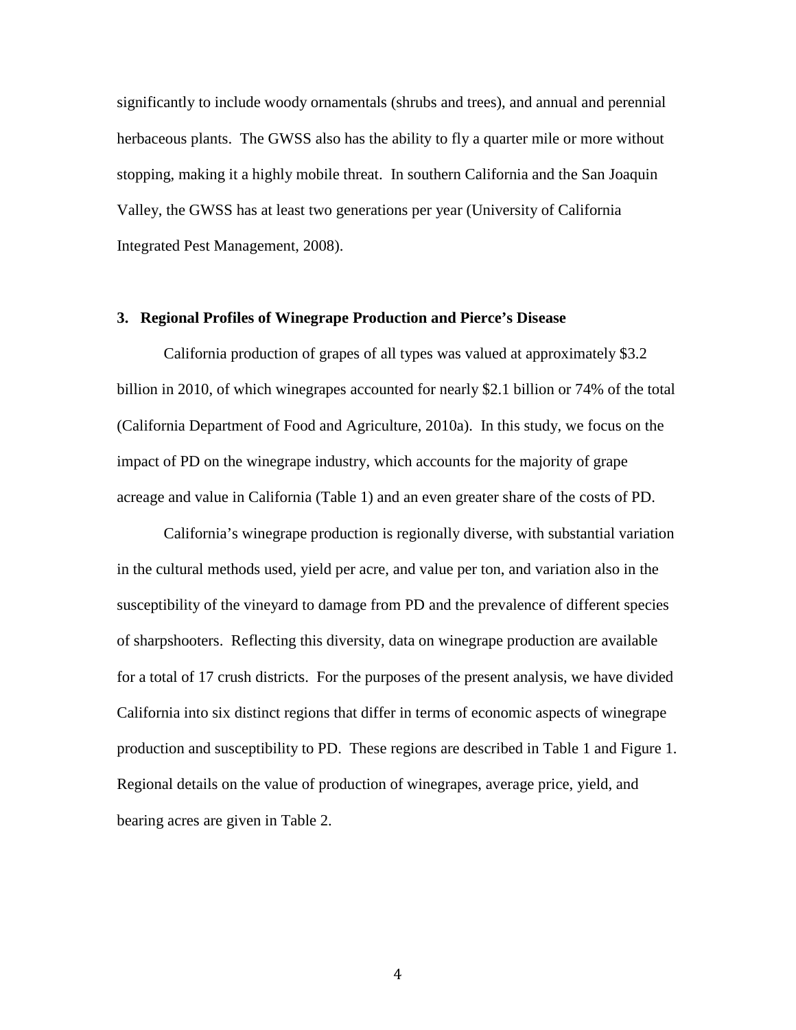significantly to include woody ornamentals (shrubs and trees), and annual and perennial herbaceous plants. The GWSS also has the ability to fly a quarter mile or more without stopping, making it a highly mobile threat. In southern California and the San Joaquin Valley, the GWSS has at least two generations per year (University of California Integrated Pest Management, 2008).

## 3. Regional Profiles of Winegrape Production and Pierce's Disease

California production of grapes of all types was valued at approximately $3.2 billion in 2010, of which winegrapes accounted for nearly $2.1 billion or 74% of the total (California Department of Food and Agriculture, 2010a). In this study, we focus on the impact of PD on the winegrape industry, which accounts for the majority of grape acreage and value in California (Table 1) and an even greater share of the costs of PD.

California's winegrape production is regionally diverse, with substantial variation in the cultural methods used, yield per acre, and value per ton, and variation also in the susceptibility of the vineyard to damage from PD and the prevalence of different species of sharpshooters. Reflecting this diversity, data on winegrape production are available for a total of 17 crush districts. For the purposes of the present analysis, we have divided California into six distinct regions that differ in terms of economic aspects of winegrape production and susceptibility to PD. These regions are described in Table 1 and Figure 1. Regional details on the value of production of winegrapes, average price, yield, and bearing acres are given in Table 2.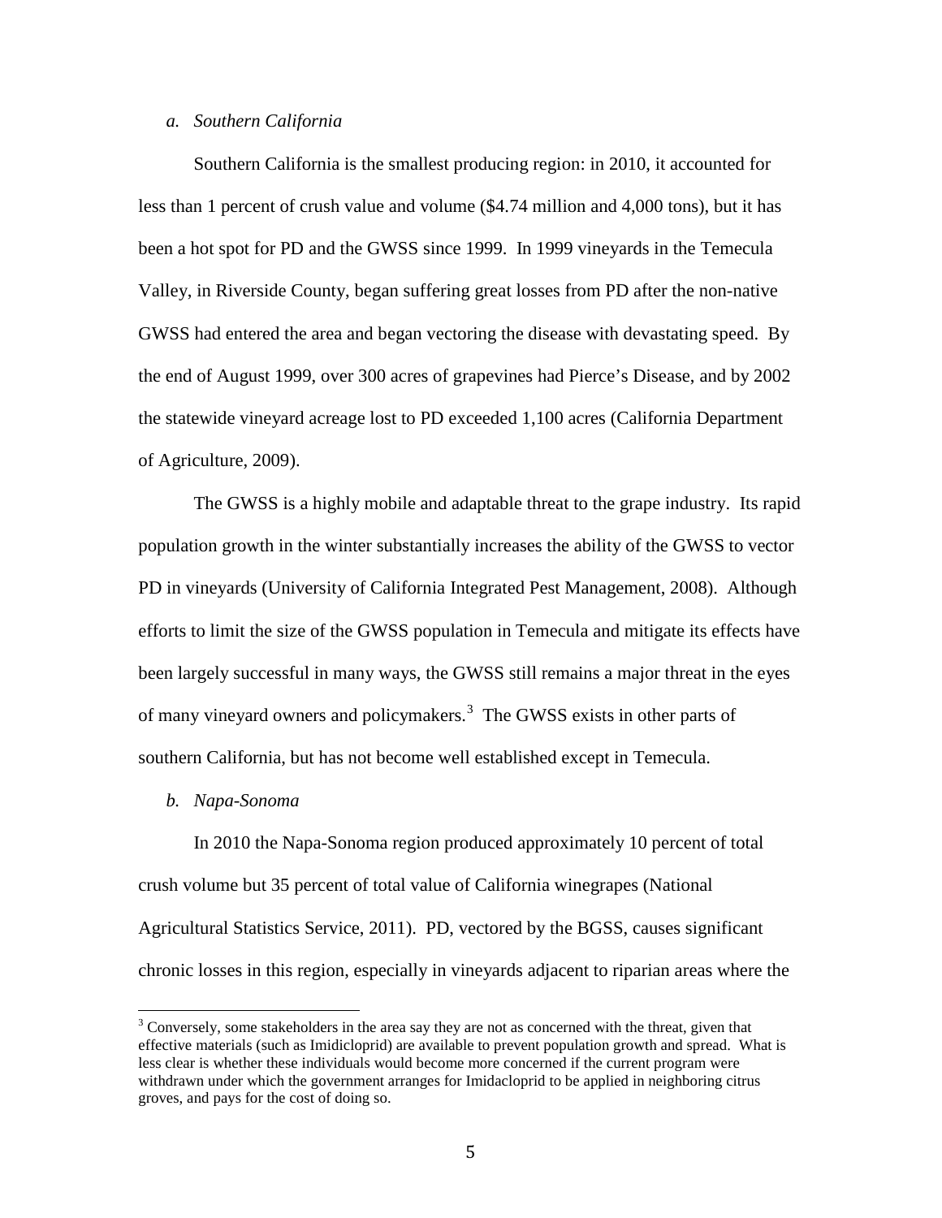*a. Southern California*

Southern California is the smallest producing region: in 2010, it accounted for less than 1 percent of crush value and volume ($4.74 million and 4,000 tons), but it has been a hot spot for PD and the GWSS since 1999. In 1999 vineyards in the Temecula Valley, in Riverside County, began suffering great losses from PD after the non-native GWSS had entered the area and began vectoring the disease with devastating speed. By the end of August 1999, over 300 acres of grapevines had Pierce's Disease, and by 2002 the statewide vineyard acreage lost to PD exceeded 1,100 acres (California Department of Agriculture, 2009).

The GWSS is a highly mobile and adaptable threat to the grape industry. Its rapid population growth in the winter substantially increases the ability of the GWSS to vector PD in vineyards (University of California Integrated Pest Management, 2008). Although efforts to limit the size of the GWSS population in Temecula and mitigate its effects have been largely successful in many ways, the GWSS still remains a major threat in the eyes of many vineyard owners and policymakers.[3] The GWSS exists in other parts of southern California, but has not become well established except in Temecula.

*b. Napa-Sonoma*

In 2010 the Napa-Sonoma region produced approximately 10 percent of total crush volume but 35 percent of total value of California winegrapes (National Agricultural Statistics Service, 2011). PD, vectored by the BGSS, causes significant chronic losses in this region, especially in vineyards adjacent to riparian areas where the

[3] Conversely, some stakeholders in the area say they are not as concerned with the threat, given that effective materials (such as Imidicloprid) are available to prevent population growth and spread. What is less clear is whether these individuals would become more concerned if the current program were withdrawn under which the government arranges for Imidacloprid to be applied in neighboring citrus groves, and pays for the cost of doing so.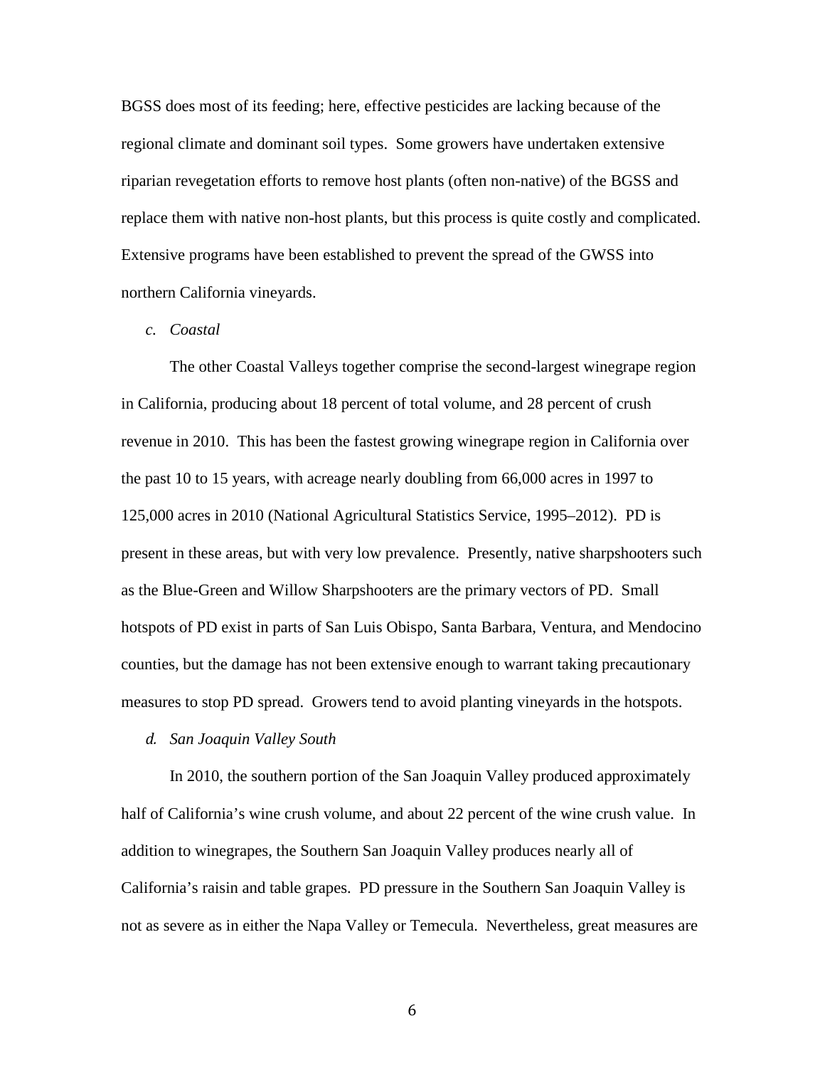BGSS does most of its feeding; here, effective pesticides are lacking because of the regional climate and dominant soil types. Some growers have undertaken extensive riparian revegetation efforts to remove host plants (often non-native) of the BGSS and replace them with native non-host plants, but this process is quite costly and complicated. Extensive programs have been established to prevent the spread of the GWSS into northern California vineyards.

*c. Coastal*

The other Coastal Valleys together comprise the second-largest winegrape region in California, producing about 18 percent of total volume, and 28 percent of crush revenue in 2010. This has been the fastest growing winegrape region in California over the past 10 to 15 years, with acreage nearly doubling from 66,000 acres in 1997 to 125,000 acres in 2010 (National Agricultural Statistics Service, 1995–2012). PD is present in these areas, but with very low prevalence. Presently, native sharpshooters such as the Blue-Green and Willow Sharpshooters are the primary vectors of PD. Small hotspots of PD exist in parts of San Luis Obispo, Santa Barbara, Ventura, and Mendocino counties, but the damage has not been extensive enough to warrant taking precautionary measures to stop PD spread. Growers tend to avoid planting vineyards in the hotspots.

*d. San Joaquin Valley South*

In 2010, the southern portion of the San Joaquin Valley produced approximately half of California's wine crush volume, and about 22 percent of the wine crush value. In addition to winegrapes, the Southern San Joaquin Valley produces nearly all of California's raisin and table grapes. PD pressure in the Southern San Joaquin Valley is not as severe as in either the Napa Valley or Temecula. Nevertheless, great measures are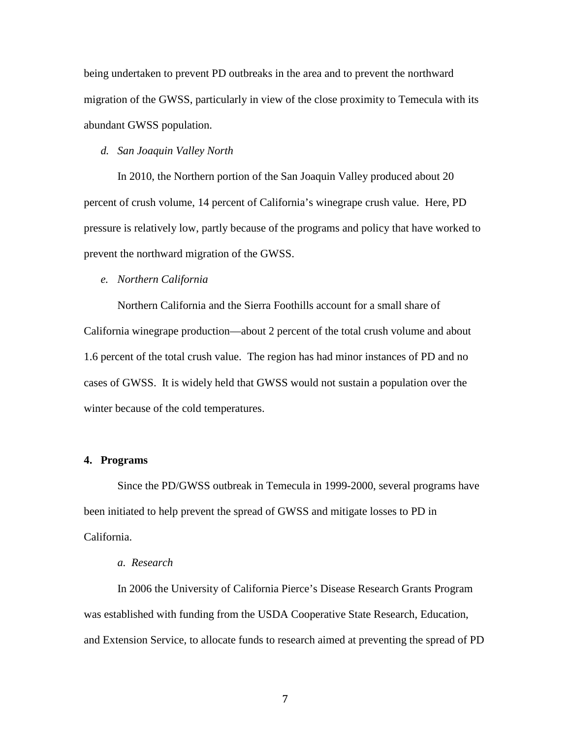being undertaken to prevent PD outbreaks in the area and to prevent the northward migration of the GWSS, particularly in view of the close proximity to Temecula with its abundant GWSS population.

*d. San Joaquin Valley North*

In 2010, the Northern portion of the San Joaquin Valley produced about 20 percent of crush volume, 14 percent of California's winegrape crush value. Here, PD pressure is relatively low, partly because of the programs and policy that have worked to prevent the northward migration of the GWSS.

*e. Northern California*

Northern California and the Sierra Foothills account for a small share of California winegrape production—about 2 percent of the total crush volume and about 1.6 percent of the total crush value. The region has had minor instances of PD and no cases of GWSS. It is widely held that GWSS would not sustain a population over the winter because of the cold temperatures.

## 4. Programs

Since the PD/GWSS outbreak in Temecula in 1999-2000, several programs have been initiated to help prevent the spread of GWSS and mitigate losses to PD in California.

*a. Research*

In 2006 the University of California Pierce's Disease Research Grants Program was established with funding from the USDA Cooperative State Research, Education, and Extension Service, to allocate funds to research aimed at preventing the spread of PD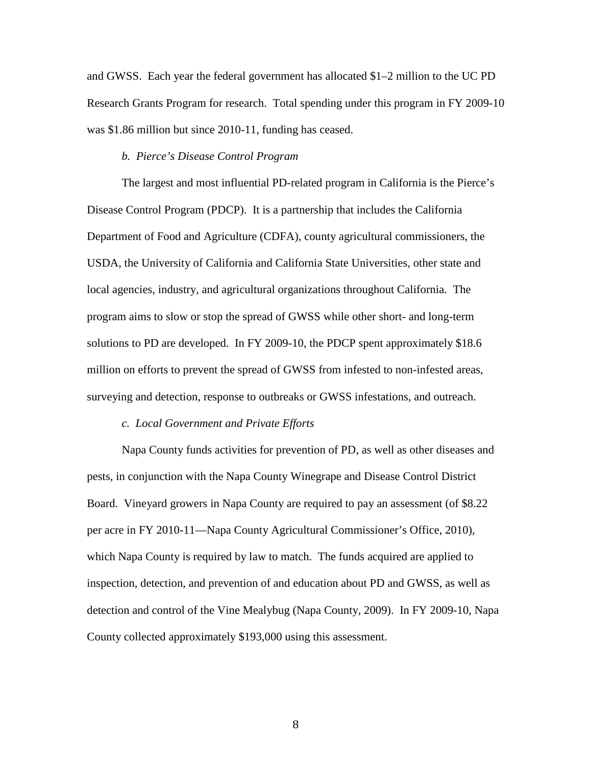and GWSS. Each year the federal government has allocated $1–2 million to the UC PD Research Grants Program for research. Total spending under this program in FY 2009-10 was $1.86 million but since 2010-11, funding has ceased.

### *b. Pierce's Disease Control Program*

The largest and most influential PD-related program in California is the Pierce's Disease Control Program (PDCP). It is a partnership that includes the California Department of Food and Agriculture (CDFA), county agricultural commissioners, the USDA, the University of California and California State Universities, other state and local agencies, industry, and agricultural organizations throughout California. The program aims to slow or stop the spread of GWSS while other short- and long-term solutions to PD are developed. In FY 2009-10, the PDCP spent approximately $18.6 million on efforts to prevent the spread of GWSS from infested to non-infested areas, surveying and detection, response to outbreaks or GWSS infestations, and outreach.

### *c. Local Government and Private Efforts*

Napa County funds activities for prevention of PD, as well as other diseases and pests, in conjunction with the Napa County Winegrape and Disease Control District Board. Vineyard growers in Napa County are required to pay an assessment (of $8.22 per acre in FY 2010-11—Napa County Agricultural Commissioner's Office, 2010), which Napa County is required by law to match. The funds acquired are applied to inspection, detection, and prevention of and education about PD and GWSS, as well as detection and control of the Vine Mealybug (Napa County, 2009). In FY 2009-10, Napa County collected approximately $193,000 using this assessment.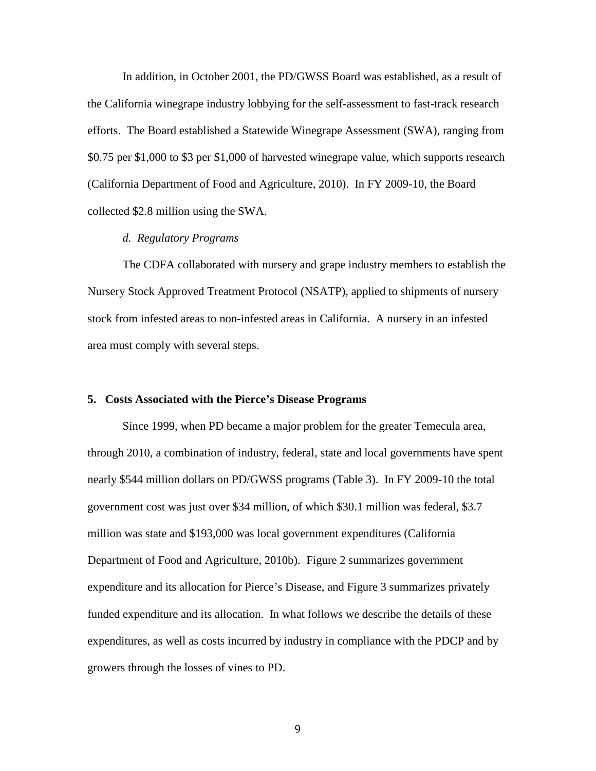In addition, in October 2001, the PD/GWSS Board was established, as a result of the California winegrape industry lobbying for the self-assessment to fast-track research efforts. The Board established a Statewide Winegrape Assessment (SWA), ranging from $0.75 per $1,000 to $3 per $1,000 of harvested winegrape value, which supports research (California Department of Food and Agriculture, 2010). In FY 2009-10, the Board collected $2.8 million using the SWA.

*d. Regulatory Programs*

The CDFA collaborated with nursery and grape industry members to establish the Nursery Stock Approved Treatment Protocol (NSATP), applied to shipments of nursery stock from infested areas to non-infested areas in California. A nursery in an infested area must comply with several steps.

### 5. Costs Associated with the Pierce's Disease Programs

Since 1999, when PD became a major problem for the greater Temecula area, through 2010, a combination of industry, federal, state and local governments have spent nearly $544 million dollars on PD/GWSS programs (Table 3). In FY 2009-10 the total government cost was just over $34 million, of which $30.1 million was federal, $3.7 million was state and $193,000 was local government expenditures (California Department of Food and Agriculture, 2010b). Figure 2 summarizes government expenditure and its allocation for Pierce's Disease, and Figure 3 summarizes privately funded expenditure and its allocation. In what follows we describe the details of these expenditures, as well as costs incurred by industry in compliance with the PDCP and by growers through the losses of vines to PD.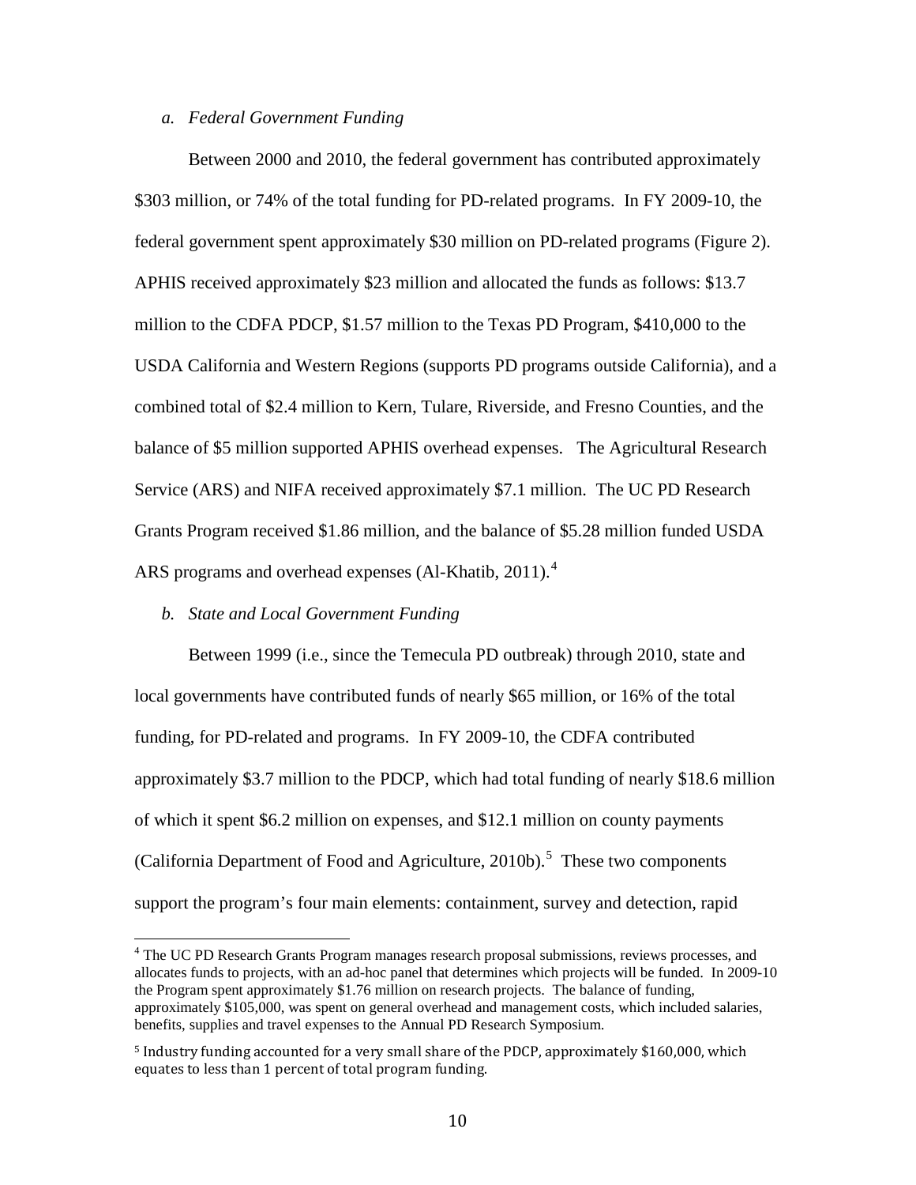*a. Federal Government Funding*

Between 2000 and 2010, the federal government has contributed approximately $303 million, or 74% of the total funding for PD-related programs. In FY 2009-10, the federal government spent approximately $30 million on PD-related programs (Figure 2). APHIS received approximately $23 million and allocated the funds as follows: $13.7 million to the CDFA PDCP, $1.57 million to the Texas PD Program, $410,000 to the USDA California and Western Regions (supports PD programs outside California), and a combined total of $2.4 million to Kern, Tulare, Riverside, and Fresno Counties, and the balance of $5 million supported APHIS overhead expenses. The Agricultural Research Service (ARS) and NIFA received approximately $7.1 million. The UC PD Research Grants Program received $1.86 million, and the balance of $5.28 million funded USDA ARS programs and overhead expenses (Al-Khatib, 2011).[4]

*b. State and Local Government Funding*

Between 1999 (i.e., since the Temecula PD outbreak) through 2010, state and local governments have contributed funds of nearly $65 million, or 16% of the total funding, for PD-related and programs. In FY 2009-10, the CDFA contributed approximately $3.7 million to the PDCP, which had total funding of nearly $18.6 million of which it spent $6.2 million on expenses, and $12.1 million on county payments (California Department of Food and Agriculture, 2010b).[5] These two components support the program's four main elements: containment, survey and detection, rapid

---

[4] The UC PD Research Grants Program manages research proposal submissions, reviews processes, and allocates funds to projects, with an ad-hoc panel that determines which projects will be funded. In 2009-10 the Program spent approximately $1.76 million on research projects. The balance of funding, approximately $105,000, was spent on general overhead and management costs, which included salaries, benefits, supplies and travel expenses to the Annual PD Research Symposium.

[5] Industry funding accounted for a very small share of the PDCP, approximately $160,000, which equates to less than 1 percent of total program funding.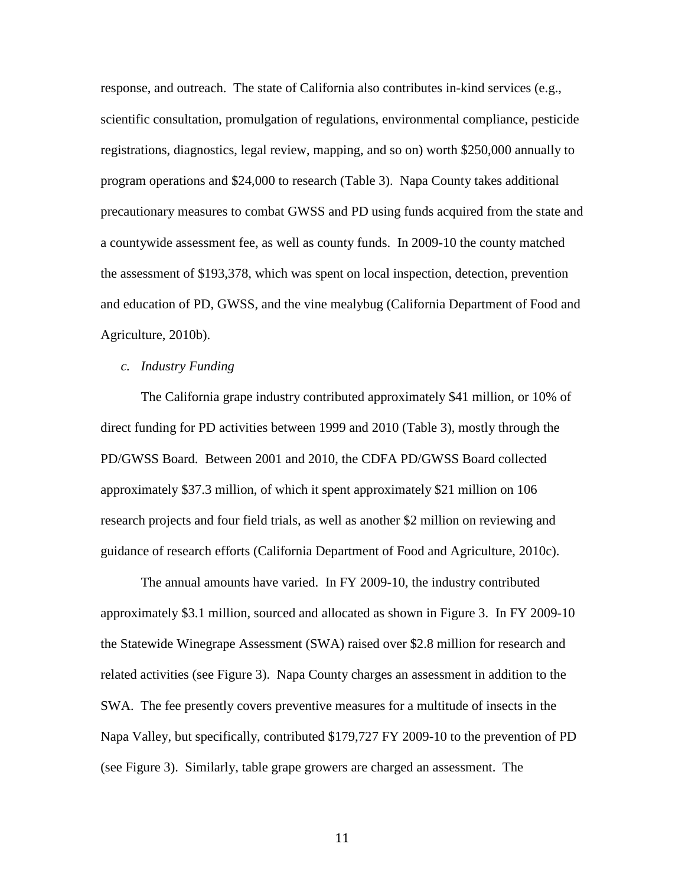response, and outreach. The state of California also contributes in-kind services (e.g., scientific consultation, promulgation of regulations, environmental compliance, pesticide registrations, diagnostics, legal review, mapping, and so on) worth $250,000 annually to program operations and $24,000 to research (Table 3). Napa County takes additional precautionary measures to combat GWSS and PD using funds acquired from the state and a countywide assessment fee, as well as county funds. In 2009-10 the county matched the assessment of $193,378, which was spent on local inspection, detection, prevention and education of PD, GWSS, and the vine mealybug (California Department of Food and Agriculture, 2010b).

*c. Industry Funding*

The California grape industry contributed approximately $41 million, or 10% of direct funding for PD activities between 1999 and 2010 (Table 3), mostly through the PD/GWSS Board. Between 2001 and 2010, the CDFA PD/GWSS Board collected approximately $37.3 million, of which it spent approximately $21 million on 106 research projects and four field trials, as well as another $2 million on reviewing and guidance of research efforts (California Department of Food and Agriculture, 2010c).

The annual amounts have varied. In FY 2009-10, the industry contributed approximately $3.1 million, sourced and allocated as shown in Figure 3. In FY 2009-10 the Statewide Winegrape Assessment (SWA) raised over $2.8 million for research and related activities (see Figure 3). Napa County charges an assessment in addition to the SWA. The fee presently covers preventive measures for a multitude of insects in the Napa Valley, but specifically, contributed $179,727 FY 2009-10 to the prevention of PD (see Figure 3). Similarly, table grape growers are charged an assessment. The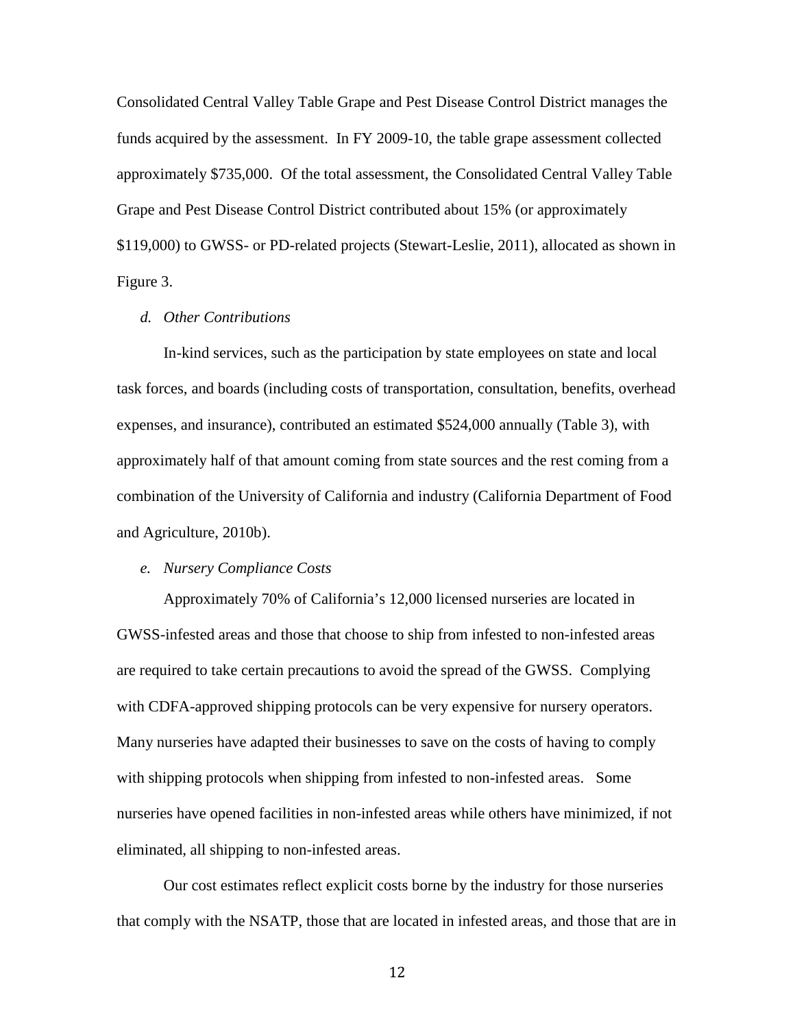Consolidated Central Valley Table Grape and Pest Disease Control District manages the funds acquired by the assessment. In FY 2009-10, the table grape assessment collected approximately $735,000. Of the total assessment, the Consolidated Central Valley Table Grape and Pest Disease Control District contributed about 15% (or approximately $119,000) to GWSS- or PD-related projects (Stewart-Leslie, 2011), allocated as shown in Figure 3.

*d. Other Contributions*

In-kind services, such as the participation by state employees on state and local task forces, and boards (including costs of transportation, consultation, benefits, overhead expenses, and insurance), contributed an estimated $524,000 annually (Table 3), with approximately half of that amount coming from state sources and the rest coming from a combination of the University of California and industry (California Department of Food and Agriculture, 2010b).

*e. Nursery Compliance Costs*

Approximately 70% of California's 12,000 licensed nurseries are located in GWSS-infested areas and those that choose to ship from infested to non-infested areas are required to take certain precautions to avoid the spread of the GWSS. Complying with CDFA-approved shipping protocols can be very expensive for nursery operators. Many nurseries have adapted their businesses to save on the costs of having to comply with shipping protocols when shipping from infested to non-infested areas. Some nurseries have opened facilities in non-infested areas while others have minimized, if not eliminated, all shipping to non-infested areas.

Our cost estimates reflect explicit costs borne by the industry for those nurseries that comply with the NSATP, those that are located in infested areas, and those that are in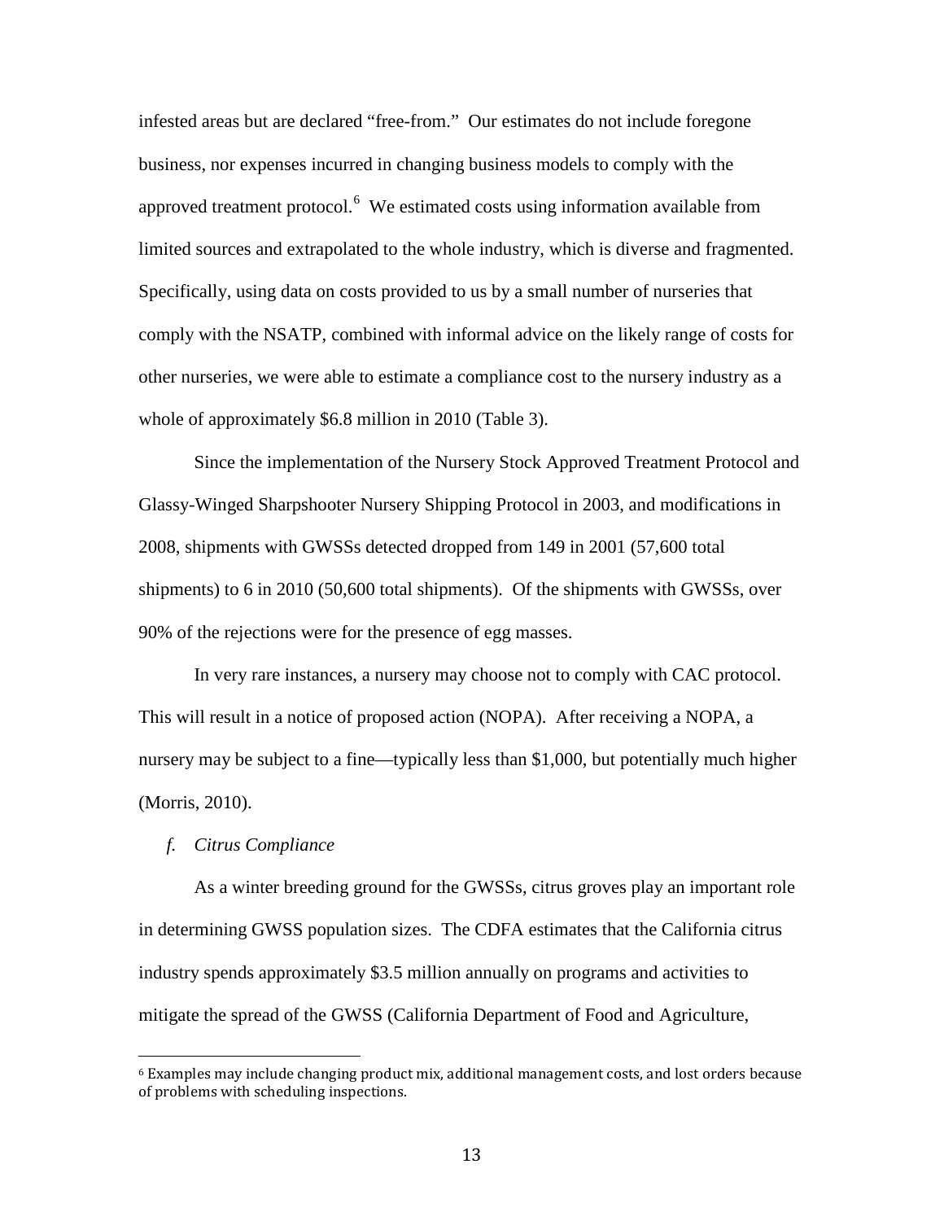infested areas but are declared "free-from." Our estimates do not include foregone business, nor expenses incurred in changing business models to comply with the approved treatment protocol.[6] We estimated costs using information available from limited sources and extrapolated to the whole industry, which is diverse and fragmented. Specifically, using data on costs provided to us by a small number of nurseries that comply with the NSATP, combined with informal advice on the likely range of costs for other nurseries, we were able to estimate a compliance cost to the nursery industry as a whole of approximately $6.8 million in 2010 (Table 3).

Since the implementation of the Nursery Stock Approved Treatment Protocol and Glassy-Winged Sharpshooter Nursery Shipping Protocol in 2003, and modifications in 2008, shipments with GWSSs detected dropped from 149 in 2001 (57,600 total shipments) to 6 in 2010 (50,600 total shipments). Of the shipments with GWSSs, over 90% of the rejections were for the presence of egg masses.

In very rare instances, a nursery may choose not to comply with CAC protocol. This will result in a notice of proposed action (NOPA). After receiving a NOPA, a nursery may be subject to a fine—typically less than $1,000, but potentially much higher (Morris, 2010).

*f. Citrus Compliance*

As a winter breeding ground for the GWSSs, citrus groves play an important role in determining GWSS population sizes. The CDFA estimates that the California citrus industry spends approximately $3.5 million annually on programs and activities to mitigate the spread of the GWSS (California Department of Food and Agriculture,

[6] Examples may include changing product mix, additional management costs, and lost orders because of problems with scheduling inspections.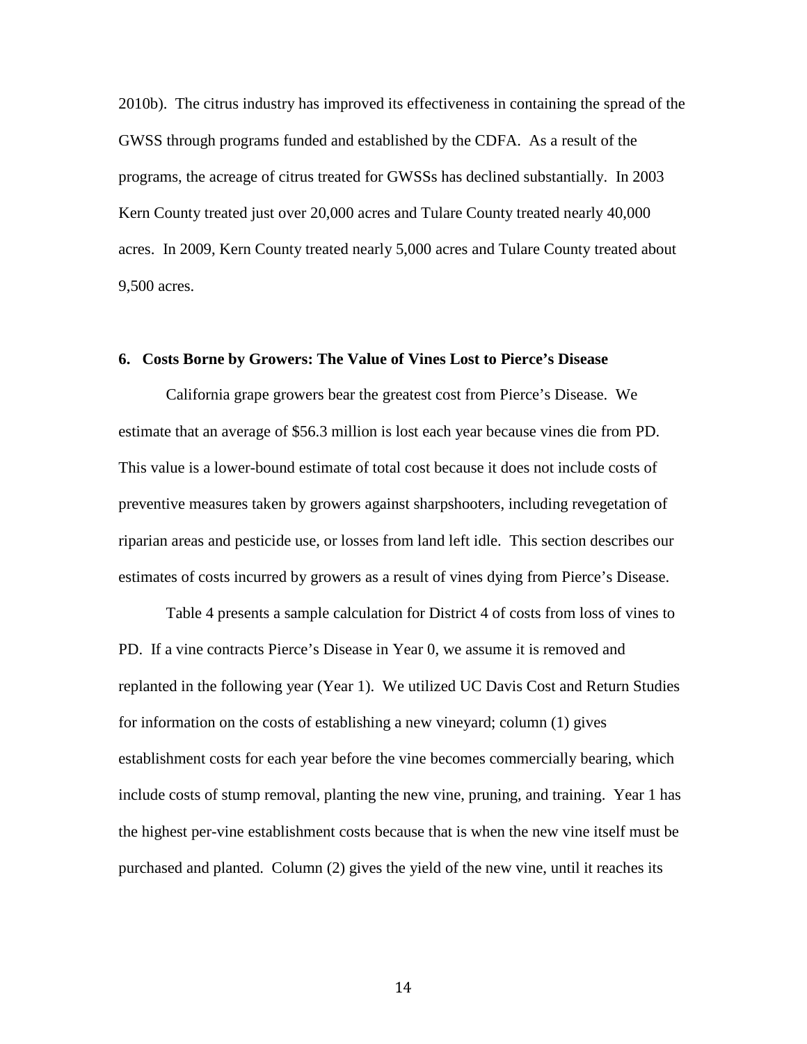2010b). The citrus industry has improved its effectiveness in containing the spread of the GWSS through programs funded and established by the CDFA. As a result of the programs, the acreage of citrus treated for GWSSs has declined substantially. In 2003 Kern County treated just over 20,000 acres and Tulare County treated nearly 40,000 acres. In 2009, Kern County treated nearly 5,000 acres and Tulare County treated about 9,500 acres.

## 6. Costs Borne by Growers: The Value of Vines Lost to Pierce's Disease

California grape growers bear the greatest cost from Pierce's Disease. We estimate that an average of $56.3 million is lost each year because vines die from PD. This value is a lower-bound estimate of total cost because it does not include costs of preventive measures taken by growers against sharpshooters, including revegetation of riparian areas and pesticide use, or losses from land left idle. This section describes our estimates of costs incurred by growers as a result of vines dying from Pierce's Disease.

Table 4 presents a sample calculation for District 4 of costs from loss of vines to PD. If a vine contracts Pierce's Disease in Year 0, we assume it is removed and replanted in the following year (Year 1). We utilized UC Davis Cost and Return Studies for information on the costs of establishing a new vineyard; column (1) gives establishment costs for each year before the vine becomes commercially bearing, which include costs of stump removal, planting the new vine, pruning, and training. Year 1 has the highest per-vine establishment costs because that is when the new vine itself must be purchased and planted. Column (2) gives the yield of the new vine, until it reaches its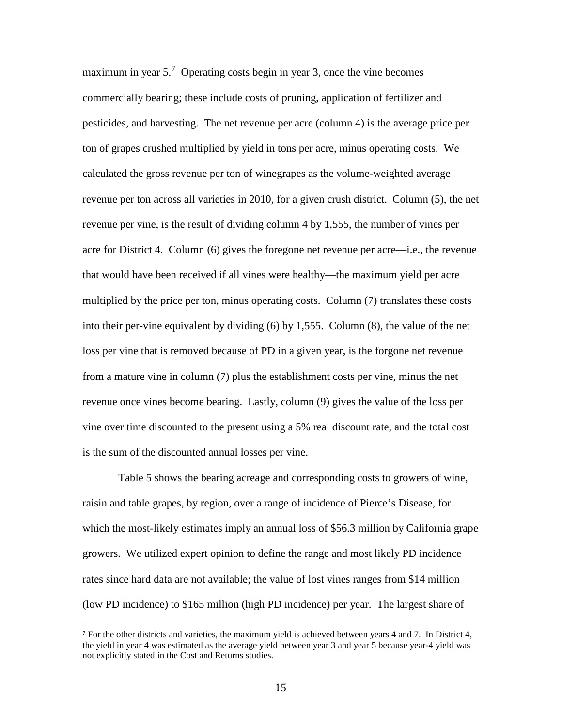maximum in year 5.[7] Operating costs begin in year 3, once the vine becomes commercially bearing; these include costs of pruning, application of fertilizer and pesticides, and harvesting. The net revenue per acre (column 4) is the average price per ton of grapes crushed multiplied by yield in tons per acre, minus operating costs. We calculated the gross revenue per ton of winegrapes as the volume-weighted average revenue per ton across all varieties in 2010, for a given crush district. Column (5), the net revenue per vine, is the result of dividing column 4 by 1,555, the number of vines per acre for District 4. Column (6) gives the foregone net revenue per acre—i.e., the revenue that would have been received if all vines were healthy—the maximum yield per acre multiplied by the price per ton, minus operating costs. Column (7) translates these costs into their per-vine equivalent by dividing (6) by 1,555. Column (8), the value of the net loss per vine that is removed because of PD in a given year, is the forgone net revenue from a mature vine in column (7) plus the establishment costs per vine, minus the net revenue once vines become bearing. Lastly, column (9) gives the value of the loss per vine over time discounted to the present using a 5% real discount rate, and the total cost is the sum of the discounted annual losses per vine.

Table 5 shows the bearing acreage and corresponding costs to growers of wine, raisin and table grapes, by region, over a range of incidence of Pierce's Disease, for which the most-likely estimates imply an annual loss of \$56.3 million by California grape growers. We utilized expert opinion to define the range and most likely PD incidence rates since hard data are not available; the value of lost vines ranges from \$14 million (low PD incidence) to \$165 million (high PD incidence) per year. The largest share of

[7] For the other districts and varieties, the maximum yield is achieved between years 4 and 7. In District 4, the yield in year 4 was estimated as the average yield between year 3 and year 5 because year-4 yield was not explicitly stated in the Cost and Returns studies.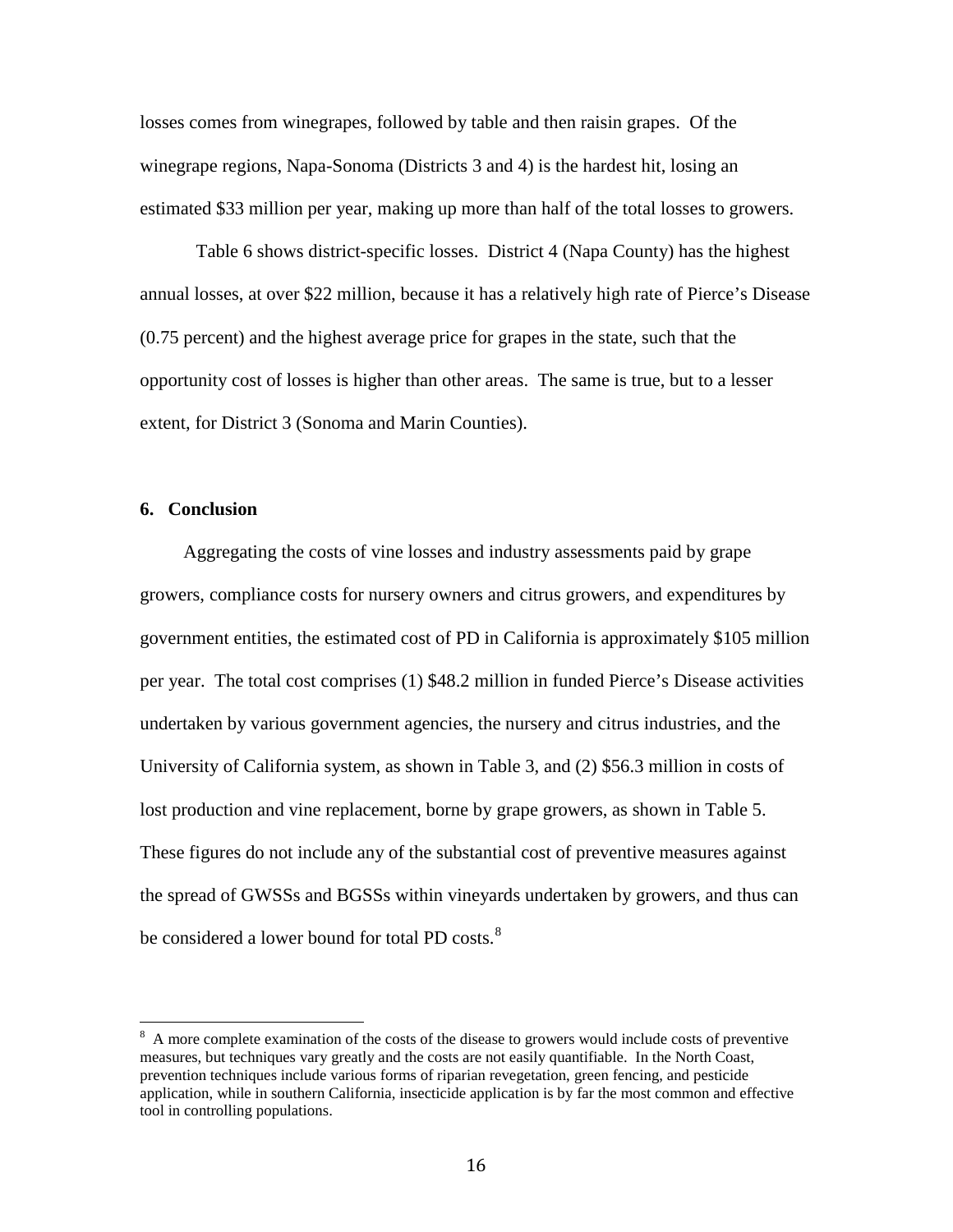losses comes from winegrapes, followed by table and then raisin grapes. Of the winegrape regions, Napa-Sonoma (Districts 3 and 4) is the hardest hit, losing an estimated $33 million per year, making up more than half of the total losses to growers.

Table 6 shows district-specific losses. District 4 (Napa County) has the highest annual losses, at over $22 million, because it has a relatively high rate of Pierce's Disease (0.75 percent) and the highest average price for grapes in the state, such that the opportunity cost of losses is higher than other areas. The same is true, but to a lesser extent, for District 3 (Sonoma and Marin Counties).

## 6. Conclusion

Aggregating the costs of vine losses and industry assessments paid by grape growers, compliance costs for nursery owners and citrus growers, and expenditures by government entities, the estimated cost of PD in California is approximately $105 million per year. The total cost comprises (1) $48.2 million in funded Pierce's Disease activities undertaken by various government agencies, the nursery and citrus industries, and the University of California system, as shown in Table 3, and (2) $56.3 million in costs of lost production and vine replacement, borne by grape growers, as shown in Table 5. These figures do not include any of the substantial cost of preventive measures against the spread of GWSSs and BGSSs within vineyards undertaken by growers, and thus can be considered a lower bound for total PD costs.[8]

---

[8] A more complete examination of the costs of the disease to growers would include costs of preventive measures, but techniques vary greatly and the costs are not easily quantifiable. In the North Coast, prevention techniques include various forms of riparian revegetation, green fencing, and pesticide application, while in southern California, insecticide application is by far the most common and effective tool in controlling populations.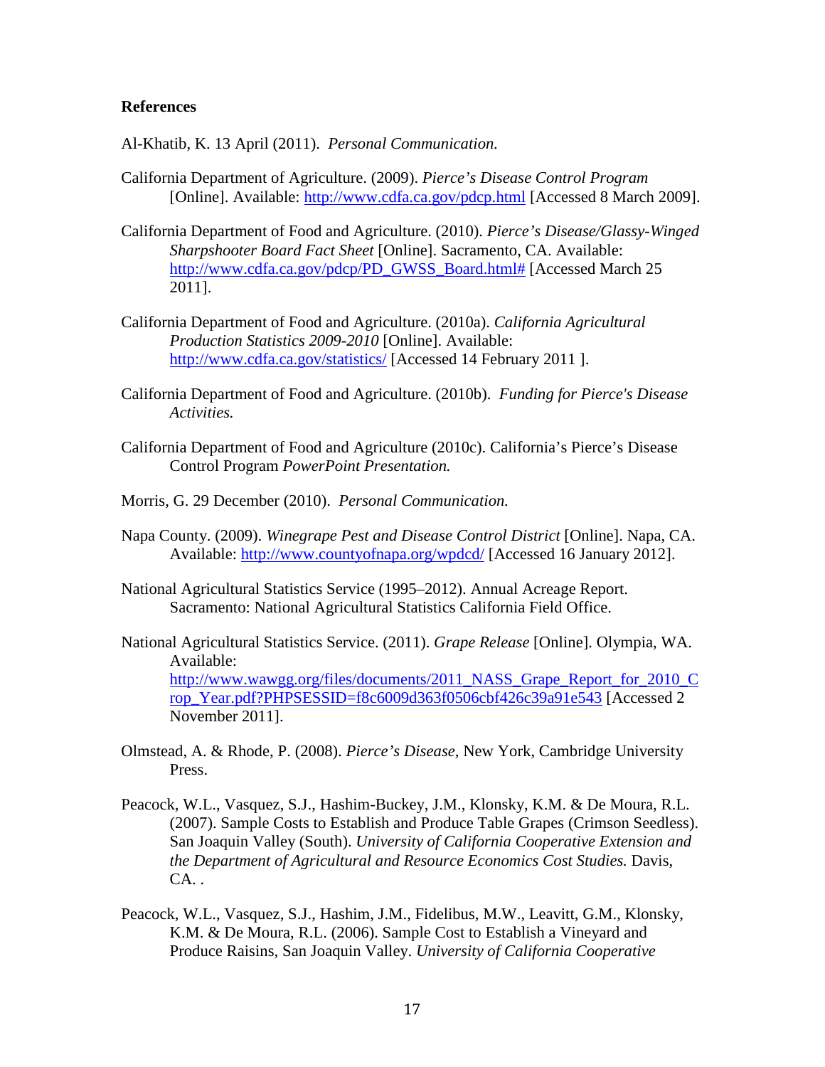**References**

Al-Khatib, K. 13 April (2011). *Personal Communication.*

California Department of Agriculture. (2009). *Pierce's Disease Control Program* [Online]. Available: http://www.cdfa.ca.gov/pdcp.html [Accessed 8 March 2009].

California Department of Food and Agriculture. (2010). *Pierce's Disease/Glassy-Winged Sharpshooter Board Fact Sheet* [Online]. Sacramento, CA. Available: http://www.cdfa.ca.gov/pdcp/PD_GWSS_Board.html# [Accessed March 25 2011].

California Department of Food and Agriculture. (2010a). *California Agricultural Production Statistics 2009-2010* [Online]. Available: http://www.cdfa.ca.gov/statistics/ [Accessed 14 February 2011 ].

California Department of Food and Agriculture. (2010b). *Funding for Pierce's Disease Activities.*

California Department of Food and Agriculture (2010c). California's Pierce's Disease Control Program *PowerPoint Presentation.*

Morris, G. 29 December (2010). *Personal Communication.*

Napa County. (2009). *Winegrape Pest and Disease Control District* [Online]. Napa, CA. Available: http://www.countyofnapa.org/wpdcd/ [Accessed 16 January 2012].

National Agricultural Statistics Service (1995–2012). Annual Acreage Report. Sacramento: National Agricultural Statistics California Field Office.

National Agricultural Statistics Service. (2011). *Grape Release* [Online]. Olympia, WA. Available: http://www.wawgg.org/files/documents/2011_NASS_Grape_Report_for_2010_Crop_Year.pdf?PHPSESSID=f8c6009d363f0506cbf426c39a91e543 [Accessed 2 November 2011].

Olmstead, A. & Rhode, P. (2008). *Pierce's Disease,* New York, Cambridge University Press.

Peacock, W.L., Vasquez, S.J., Hashim-Buckey, J.M., Klonsky, K.M. & De Moura, R.L. (2007). Sample Costs to Establish and Produce Table Grapes (Crimson Seedless). San Joaquin Valley (South). *University of California Cooperative Extension and the Department of Agricultural and Resource Economics Cost Studies.* Davis, CA. .

Peacock, W.L., Vasquez, S.J., Hashim, J.M., Fidelibus, M.W., Leavitt, G.M., Klonsky, K.M. & De Moura, R.L. (2006). Sample Cost to Establish a Vineyard and Produce Raisins, San Joaquin Valley. *University of California Cooperative*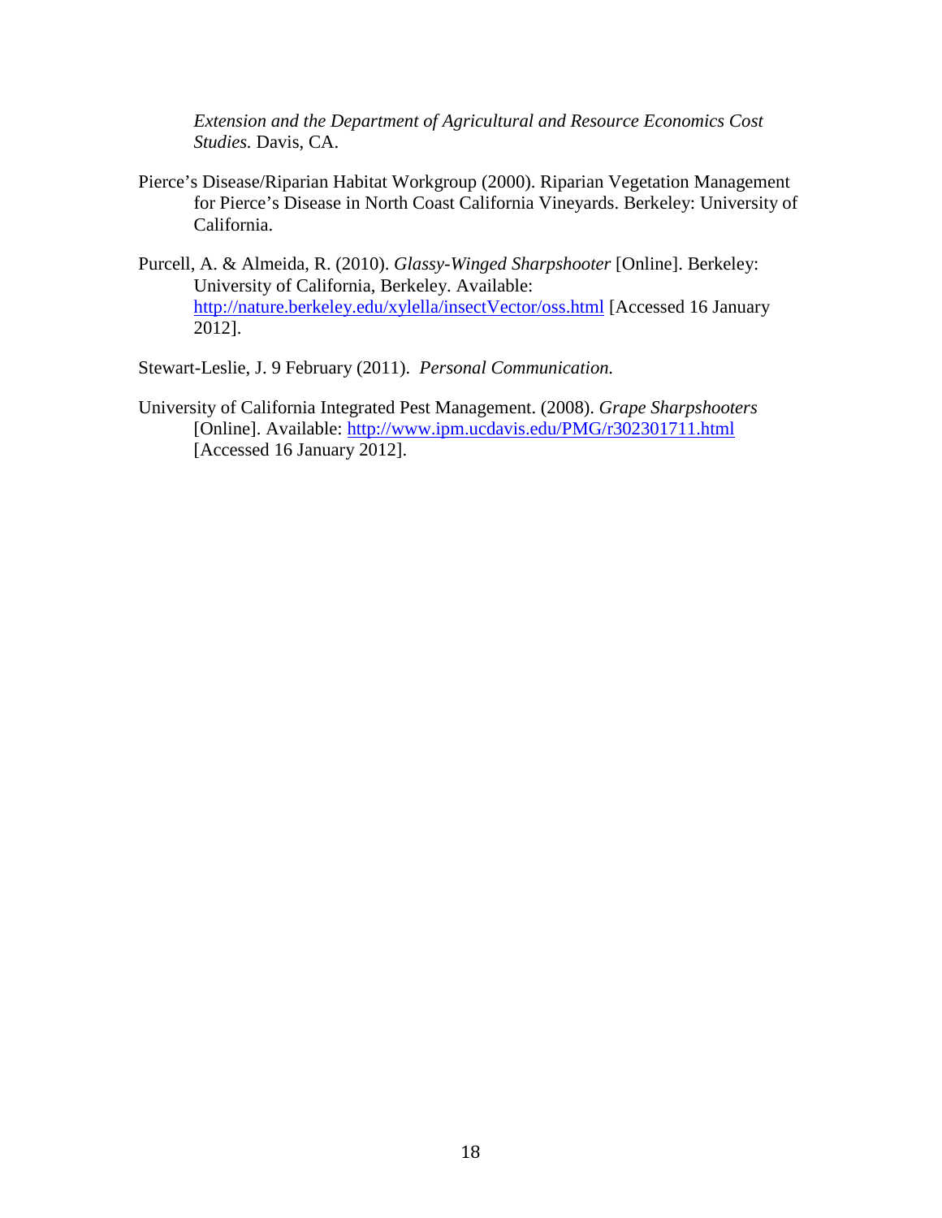*Extension and the Department of Agricultural and Resource Economics Cost Studies.* Davis, CA.

Pierce's Disease/Riparian Habitat Workgroup (2000). Riparian Vegetation Management for Pierce's Disease in North Coast California Vineyards. Berkeley: University of California.

Purcell, A. & Almeida, R. (2010). *Glassy-Winged Sharpshooter* [Online]. Berkeley: University of California, Berkeley. Available: http://nature.berkeley.edu/xylella/insectVector/oss.html [Accessed 16 January 2012].

Stewart-Leslie, J. 9 February (2011). *Personal Communication.*

University of California Integrated Pest Management. (2008). *Grape Sharpshooters* [Online]. Available: http://www.ipm.ucdavis.edu/PMG/r302301711.html [Accessed 16 January 2012].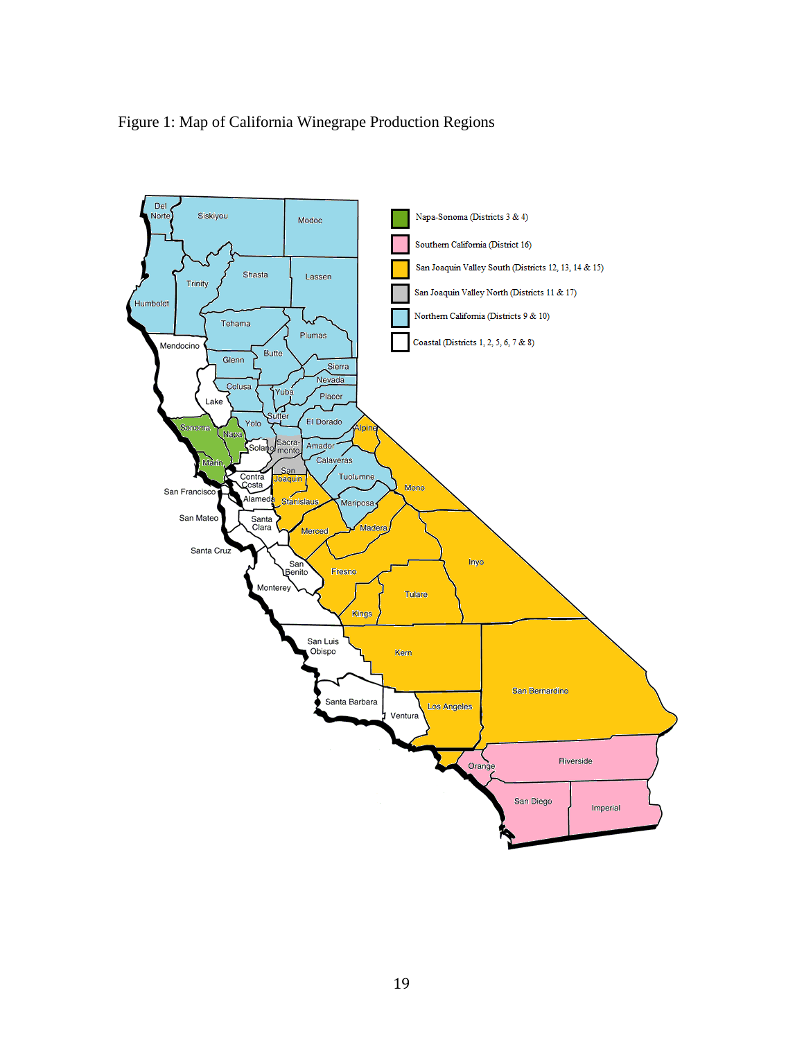Figure 1: Map of California Winegrape Production Regions

- Napa-Sonoma (Districts 3 & 4)
- Southern California (District 16)
- San Joaquin Valley South (Districts 12, 13, 14 & 15)
- San Joaquin Valley North (Districts 11 & 17)
- Northern California (Districts 9 & 10)
- Coastal (Districts 1, 2, 5, 6, 7 & 8)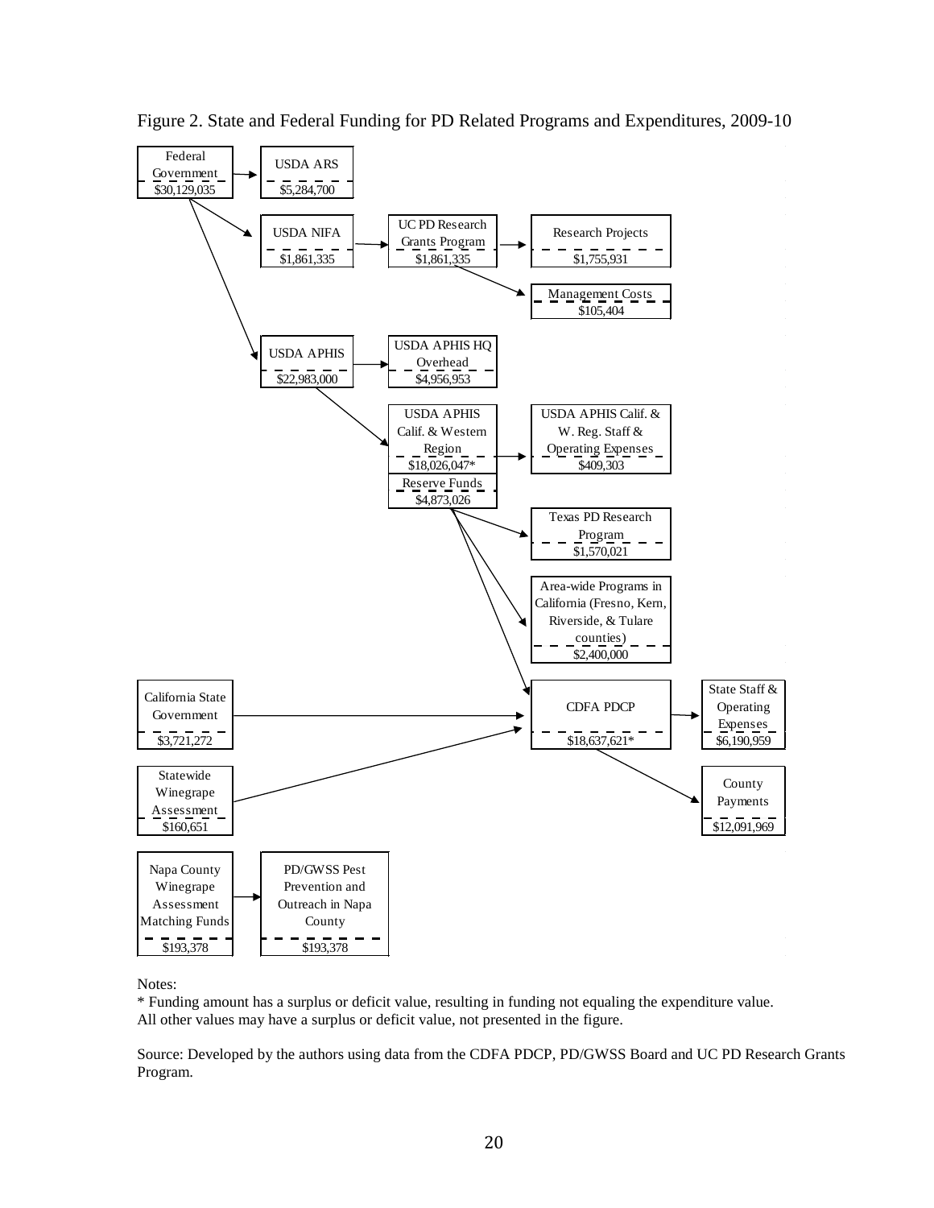Figure 2. State and Federal Funding for PD Related Programs and Expenditures, 2009-10

Federal Government $30,129,035 → USDA ARS $5,284,700

Federal Government → USDA NIFA $1,861,335 → UC PD Research Grants Program $1,861,335 → Research Projects $1,755,931; Management Costs $105,404

Federal Government → USDA APHIS $22,983,000 → USDA APHIS HQ Overhead $4,956,953

USDA APHIS → USDA APHIS Calif. & Western Region $18,026,047* → USDA APHIS Calif. & W. Reg. Staff & Operating Expenses $409,303

Reserve Funds $4,873,026 → Texas PD Research Program $1,570,021; Area-wide Programs in California (Fresno, Kern, Riverside, & Tulare counties) $2,400,000; CDFA PDCP

California State Government $3,721,272 → CDFA PDCP

Statewide Winegrape Assessment $160,651 → CDFA PDCP

CDFA PDCP $18,637,621* → State Staff & Operating Expenses $6,190,959; County Payments $12,091,969

Napa County Winegrape Assessment Matching Funds $193,378 → PD/GWSS Pest Prevention and Outreach in Napa County $193,378

Notes:

* Funding amount has a surplus or deficit value, resulting in funding not equaling the expenditure value.
All other values may have a surplus or deficit value, not presented in the figure.

Source: Developed by the authors using data from the CDFA PDCP, PD/GWSS Board and UC PD Research Grants Program.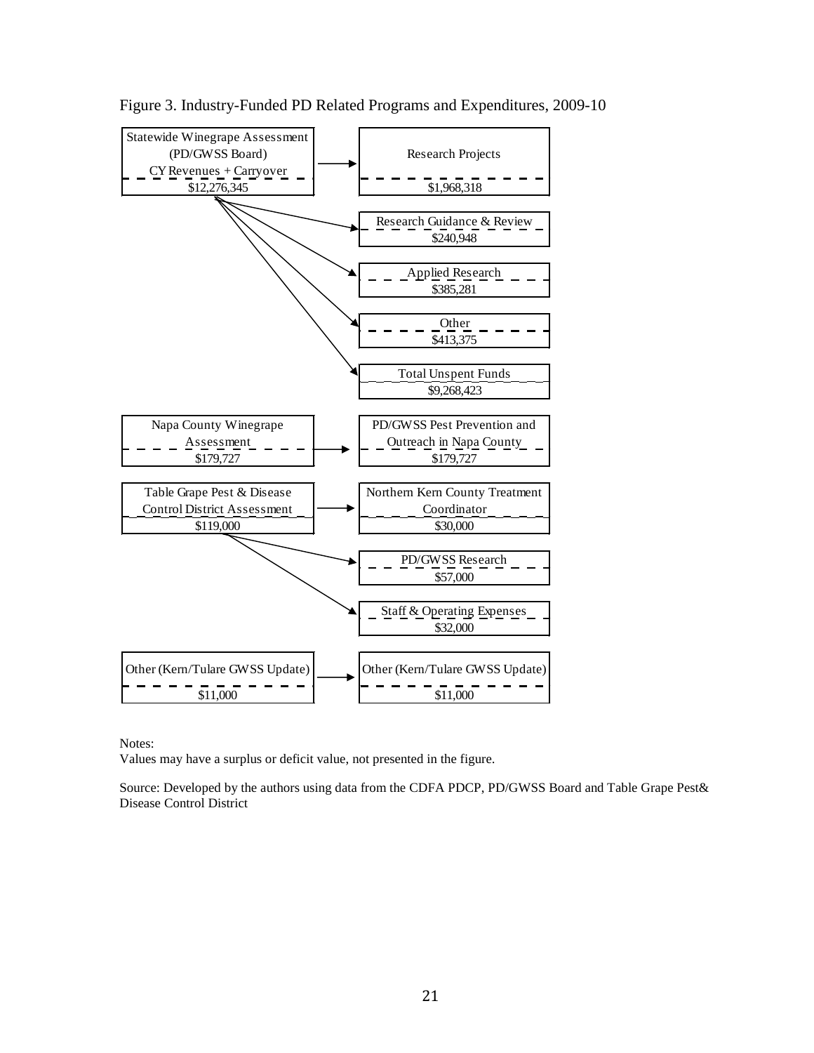Figure 3. Industry-Funded PD Related Programs and Expenditures, 2009-10

| Source | Expenditure |
| --- | --- |
| Statewide Winegrape Assessment (PD/GWSS Board) CY Revenues + Carryover — $12,276,345 | Research Projects — $1,968,318 |
| | Research Guidance & Review — $240,948 |
| | Applied Research — $385,281 |
| | Other — $413,375 |
| | Total Unspent Funds — $9,268,423 |
| Napa County Winegrape Assessment — $179,727 | PD/GWSS Pest Prevention and Outreach in Napa County — $179,727 |
| Table Grape Pest & Disease Control District Assessment — $119,000 | Northern Kern County Treatment Coordinator — $30,000 |
| | PD/GWSS Research — $57,000 |
| | Staff & Operating Expenses — $32,000 |
| Other (Kern/Tulare GWSS Update) — $11,000 | Other (Kern/Tulare GWSS Update) — $11,000 |

Notes:
Values may have a surplus or deficit value, not presented in the figure.

Source: Developed by the authors using data from the CDFA PDCP, PD/GWSS Board and Table Grape Pest& Disease Control District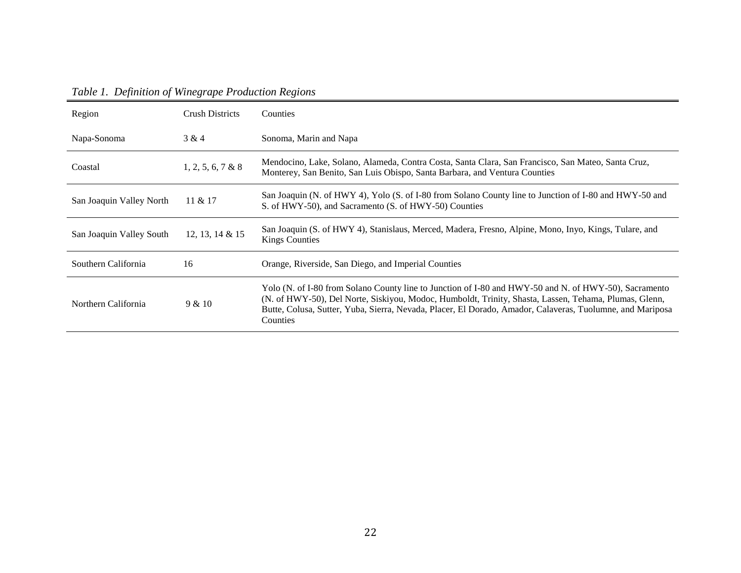*Table 1. Definition of Winegrape Production Regions*

| Region | Crush Districts | Counties |
|---|---|---|
| Napa-Sonoma | 3 & 4 | Sonoma, Marin and Napa |
| Coastal | 1, 2, 5, 6, 7 & 8 | Mendocino, Lake, Solano, Alameda, Contra Costa, Santa Clara, San Francisco, San Mateo, Santa Cruz, Monterey, San Benito, San Luis Obispo, Santa Barbara, and Ventura Counties |
| San Joaquin Valley North | 11 & 17 | San Joaquin (N. of HWY 4), Yolo (S. of I-80 from Solano County line to Junction of I-80 and HWY-50 and S. of HWY-50), and Sacramento (S. of HWY-50) Counties |
| San Joaquin Valley South | 12, 13, 14 & 15 | San Joaquin (S. of HWY 4), Stanislaus, Merced, Madera, Fresno, Alpine, Mono, Inyo, Kings, Tulare, and Kings Counties |
| Southern California | 16 | Orange, Riverside, San Diego, and Imperial Counties |
| Northern California | 9 & 10 | Yolo (N. of I-80 from Solano County line to Junction of I-80 and HWY-50 and N. of HWY-50), Sacramento (N. of HWY-50), Del Norte, Siskiyou, Modoc, Humboldt, Trinity, Shasta, Lassen, Tehama, Plumas, Glenn, Butte, Colusa, Sutter, Yuba, Sierra, Nevada, Placer, El Dorado, Amador, Calaveras, Tuolumne, and Mariposa Counties |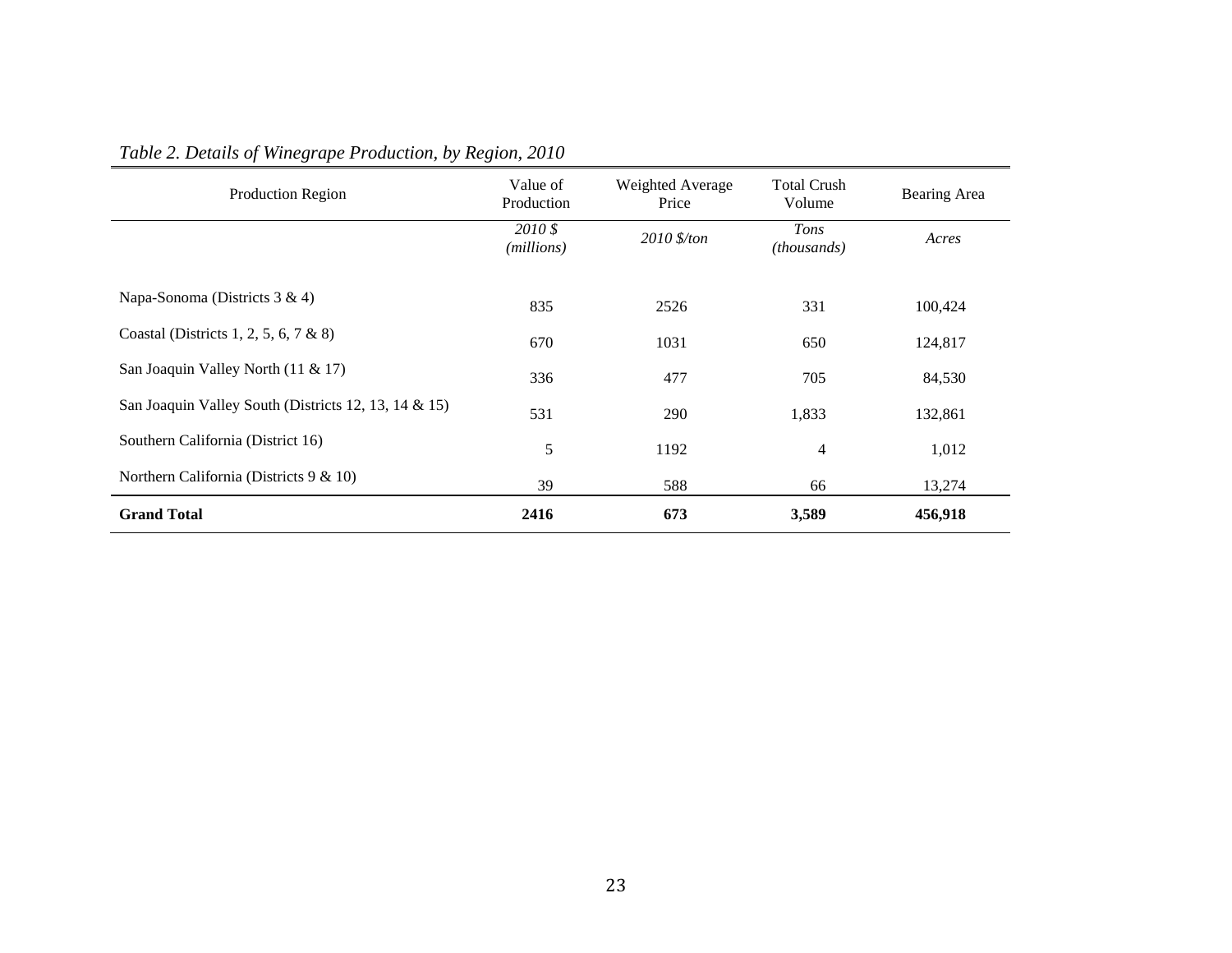*Table 2. Details of Winegrape Production, by Region, 2010*

| Production Region | Value of Production | Weighted Average Price | Total Crush Volume | Bearing Area |
|---|---|---|---|---|
| | *2010 $ (millions)* | *2010 $/ton* | *Tons (thousands)* | *Acres* |
| Napa-Sonoma (Districts 3 & 4) | 835 | 2526 | 331 | 100,424 |
| Coastal (Districts 1, 2, 5, 6, 7 & 8) | 670 | 1031 | 650 | 124,817 |
| San Joaquin Valley North (11 & 17) | 336 | 477 | 705 | 84,530 |
| San Joaquin Valley South (Districts 12, 13, 14 & 15) | 531 | 290 | 1,833 | 132,861 |
| Southern California (District 16) | 5 | 1192 | 4 | 1,012 |
| Northern California (Districts 9 & 10) | 39 | 588 | 66 | 13,274 |
| **Grand Total** | **2416** | **673** | **3,589** | **456,918** |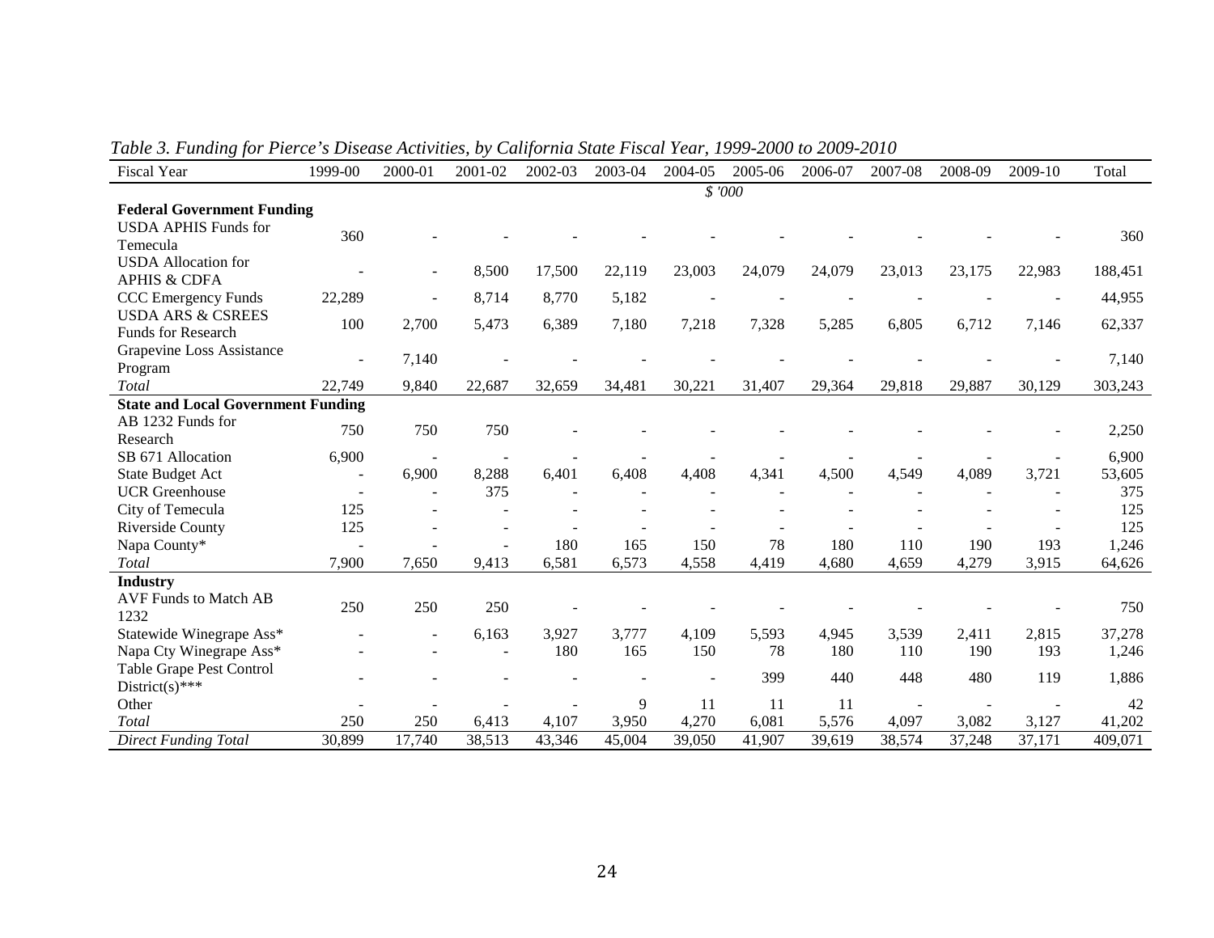*Table 3. Funding for Pierce's Disease Activities, by California State Fiscal Year, 1999-2000 to 2009-2010*

| Fiscal Year | 1999-00 | 2000-01 | 2001-02 | 2002-03 | 2003-04 | 2004-05 | 2005-06 | 2006-07 | 2007-08 | 2008-09 | 2009-10 | Total |
|---|---|---|---|---|---|---|---|---|---|---|---|---|
| | | | | | | | *$ '000* | | | | | |
| **Federal Government Funding** | | | | | | | | | | | | |
| USDA APHIS Funds for Temecula | 360 | - | - | - | - | - | - | - | - | - | - | 360 |
| USDA Allocation for APHIS & CDFA | - | - | 8,500 | 17,500 | 22,119 | 23,003 | 24,079 | 24,079 | 23,013 | 23,175 | 22,983 | 188,451 |
| CCC Emergency Funds | 22,289 | - | 8,714 | 8,770 | 5,182 | - | - | - | - | - | - | 44,955 |
| USDA ARS & CSREES Funds for Research | 100 | 2,700 | 5,473 | 6,389 | 7,180 | 7,218 | 7,328 | 5,285 | 6,805 | 6,712 | 7,146 | 62,337 |
| Grapevine Loss Assistance Program | - | 7,140 | - | - | - | - | - | - | - | - | - | 7,140 |
| *Total* | 22,749 | 9,840 | 22,687 | 32,659 | 34,481 | 30,221 | 31,407 | 29,364 | 29,818 | 29,887 | 30,129 | 303,243 |
| **State and Local Government Funding** | | | | | | | | | | | | |
| AB 1232 Funds for Research | 750 | 750 | 750 | - | - | - | - | - | - | - | - | 2,250 |
| SB 671 Allocation | 6,900 | - | - | - | - | - | - | - | - | - | - | 6,900 |
| State Budget Act | - | 6,900 | 8,288 | 6,401 | 6,408 | 4,408 | 4,341 | 4,500 | 4,549 | 4,089 | 3,721 | 53,605 |
| UCR Greenhouse | - | - | 375 | - | - | - | - | - | - | - | - | 375 |
| City of Temecula | 125 | - | - | - | - | - | - | - | - | - | - | 125 |
| Riverside County | 125 | - | - | - | - | - | - | - | - | - | - | 125 |
| Napa County* | - | - | - | 180 | 165 | 150 | 78 | 180 | 110 | 190 | 193 | 1,246 |
| *Total* | 7,900 | 7,650 | 9,413 | 6,581 | 6,573 | 4,558 | 4,419 | 4,680 | 4,659 | 4,279 | 3,915 | 64,626 |
| **Industry** | | | | | | | | | | | | |
| AVF Funds to Match AB 1232 | 250 | 250 | 250 | - | - | - | - | - | - | - | - | 750 |
| Statewide Winegrape Ass* | - | - | 6,163 | 3,927 | 3,777 | 4,109 | 5,593 | 4,945 | 3,539 | 2,411 | 2,815 | 37,278 |
| Napa Cty Winegrape Ass* | - | - | - | 180 | 165 | 150 | 78 | 180 | 110 | 190 | 193 | 1,246 |
| Table Grape Pest Control District(s)*** | - | - | - | - | - | - | 399 | 440 | 448 | 480 | 119 | 1,886 |
| Other | - | - | - | - | 9 | 11 | 11 | 11 | - | - | - | 42 |
| *Total* | 250 | 250 | 6,413 | 4,107 | 3,950 | 4,270 | 6,081 | 5,576 | 4,097 | 3,082 | 3,127 | 41,202 |
| *Direct Funding Total* | 30,899 | 17,740 | 38,513 | 43,346 | 45,004 | 39,050 | 41,907 | 39,619 | 38,574 | 37,248 | 37,171 | 409,071 |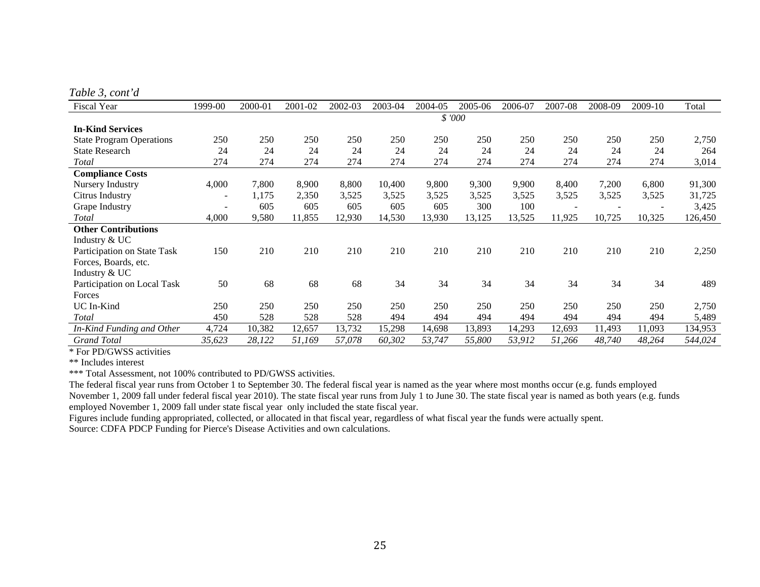*Table 3, cont'd*

| Fiscal Year | 1999-00 | 2000-01 | 2001-02 | 2002-03 | 2003-04 | 2004-05 | 2005-06 | 2006-07 | 2007-08 | 2008-09 | 2009-10 | Total |
|---|---|---|---|---|---|---|---|---|---|---|---|---|
| | | | | | | *$ '000* | | | | | | |
| **In-Kind Services** | | | | | | | | | | | | |
| State Program Operations | 250 | 250 | 250 | 250 | 250 | 250 | 250 | 250 | 250 | 250 | 250 | 2,750 |
| State Research | 24 | 24 | 24 | 24 | 24 | 24 | 24 | 24 | 24 | 24 | 24 | 264 |
| *Total* | 274 | 274 | 274 | 274 | 274 | 274 | 274 | 274 | 274 | 274 | 274 | 3,014 |
| **Compliance Costs** | | | | | | | | | | | | |
| Nursery Industry | 4,000 | 7,800 | 8,900 | 8,800 | 10,400 | 9,800 | 9,300 | 9,900 | 8,400 | 7,200 | 6,800 | 91,300 |
| Citrus Industry | - | 1,175 | 2,350 | 3,525 | 3,525 | 3,525 | 3,525 | 3,525 | 3,525 | 3,525 | 3,525 | 31,725 |
| Grape Industry | - | 605 | 605 | 605 | 605 | 605 | 300 | 100 | - | - | - | 3,425 |
| *Total* | 4,000 | 9,580 | 11,855 | 12,930 | 14,530 | 13,930 | 13,125 | 13,525 | 11,925 | 10,725 | 10,325 | 126,450 |
| **Other Contributions** | | | | | | | | | | | | |
| Industry & UC Participation on State Task Forces, Boards, etc. | 150 | 210 | 210 | 210 | 210 | 210 | 210 | 210 | 210 | 210 | 210 | 2,250 |
| Industry & UC Participation on Local Task Forces | 50 | 68 | 68 | 68 | 34 | 34 | 34 | 34 | 34 | 34 | 34 | 489 |
| UC In-Kind | 250 | 250 | 250 | 250 | 250 | 250 | 250 | 250 | 250 | 250 | 250 | 2,750 |
| *Total* | 450 | 528 | 528 | 528 | 494 | 494 | 494 | 494 | 494 | 494 | 494 | 5,489 |
| *In-Kind Funding and Other* | 4,724 | 10,382 | 12,657 | 13,732 | 15,298 | 14,698 | 13,893 | 14,293 | 12,693 | 11,493 | 11,093 | 134,953 |
| *Grand Total* | *35,623* | *28,122* | *51,169* | *57,078* | *60,302* | *53,747* | *55,800* | *53,912* | *51,266* | *48,740* | *48,264* | *544,024* |

\* For PD/GWSS activities

\*\* Includes interest

\*\*\* Total Assessment, not 100% contributed to PD/GWSS activities.

The federal fiscal year runs from October 1 to September 30. The federal fiscal year is named as the year where most months occur (e.g. funds employed November 1, 2009 fall under federal fiscal year 2010). The state fiscal year runs from July 1 to June 30. The state fiscal year is named as both years (e.g. funds employed November 1, 2009 fall under state fiscal year only included the state fiscal year.

Figures include funding appropriated, collected, or allocated in that fiscal year, regardless of what fiscal year the funds were actually spent.

Source: CDFA PDCP Funding for Pierce's Disease Activities and own calculations.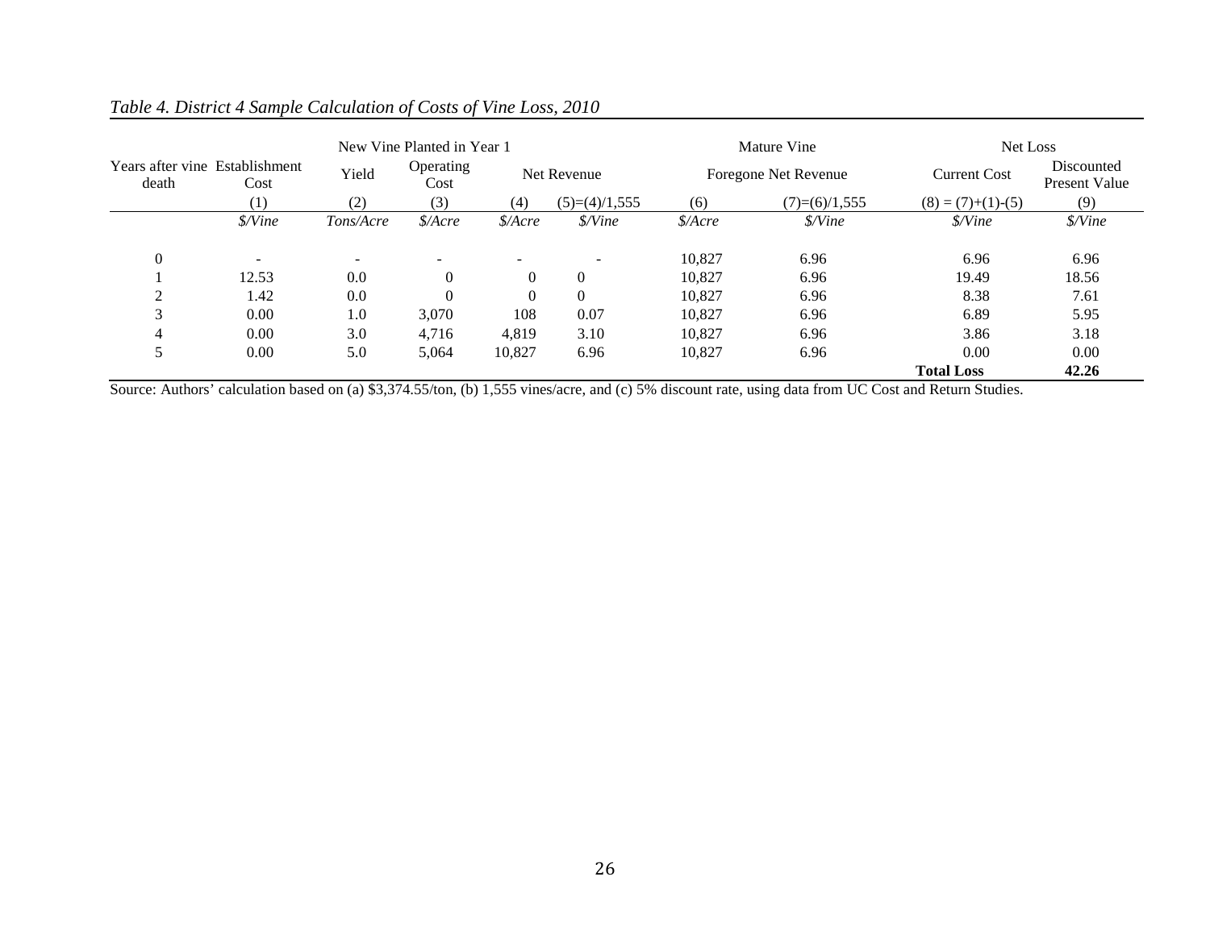*Table 4. District 4 Sample Calculation of Costs of Vine Loss, 2010*

| Years after vine death | Establishment Cost | New Vine Planted in Year 1 | | | | Mature Vine | | Net Loss | |
|---|---|---|---|---|---|---|---|---|---|
| | | Yield | Operating Cost | Net Revenue | | Foregone Net Revenue | | Current Cost | Discounted Present Value |
| | (1) | (2) | (3) | (4) | (5)=(4)/1,555 | (6) | (7)=(6)/1,555 | (8) = (7)+(1)-(5) | (9) |
| | *$/Vine* | *Tons/Acre* | *$/Acre* | *$/Acre* | *$/Vine* | *$/Acre* | *$/Vine* | *$/Vine* | *$/Vine* |
| 0 | - | - | - | - | - | 10,827 | 6.96 | 6.96 | 6.96 |
| 1 | 12.53 | 0.0 | 0 | 0 | 0 | 10,827 | 6.96 | 19.49 | 18.56 |
| 2 | 1.42 | 0.0 | 0 | 0 | 0 | 10,827 | 6.96 | 8.38 | 7.61 |
| 3 | 0.00 | 1.0 | 3,070 | 108 | 0.07 | 10,827 | 6.96 | 6.89 | 5.95 |
| 4 | 0.00 | 3.0 | 4,716 | 4,819 | 3.10 | 10,827 | 6.96 | 3.86 | 3.18 |
| 5 | 0.00 | 5.0 | 5,064 | 10,827 | 6.96 | 10,827 | 6.96 | 0.00 | 0.00 |
| | | | | | | | | **Total Loss** | **42.26** |

Source: Authors' calculation based on (a) $3,374.55/ton, (b) 1,555 vines/acre, and (c) 5% discount rate, using data from UC Cost and Return Studies.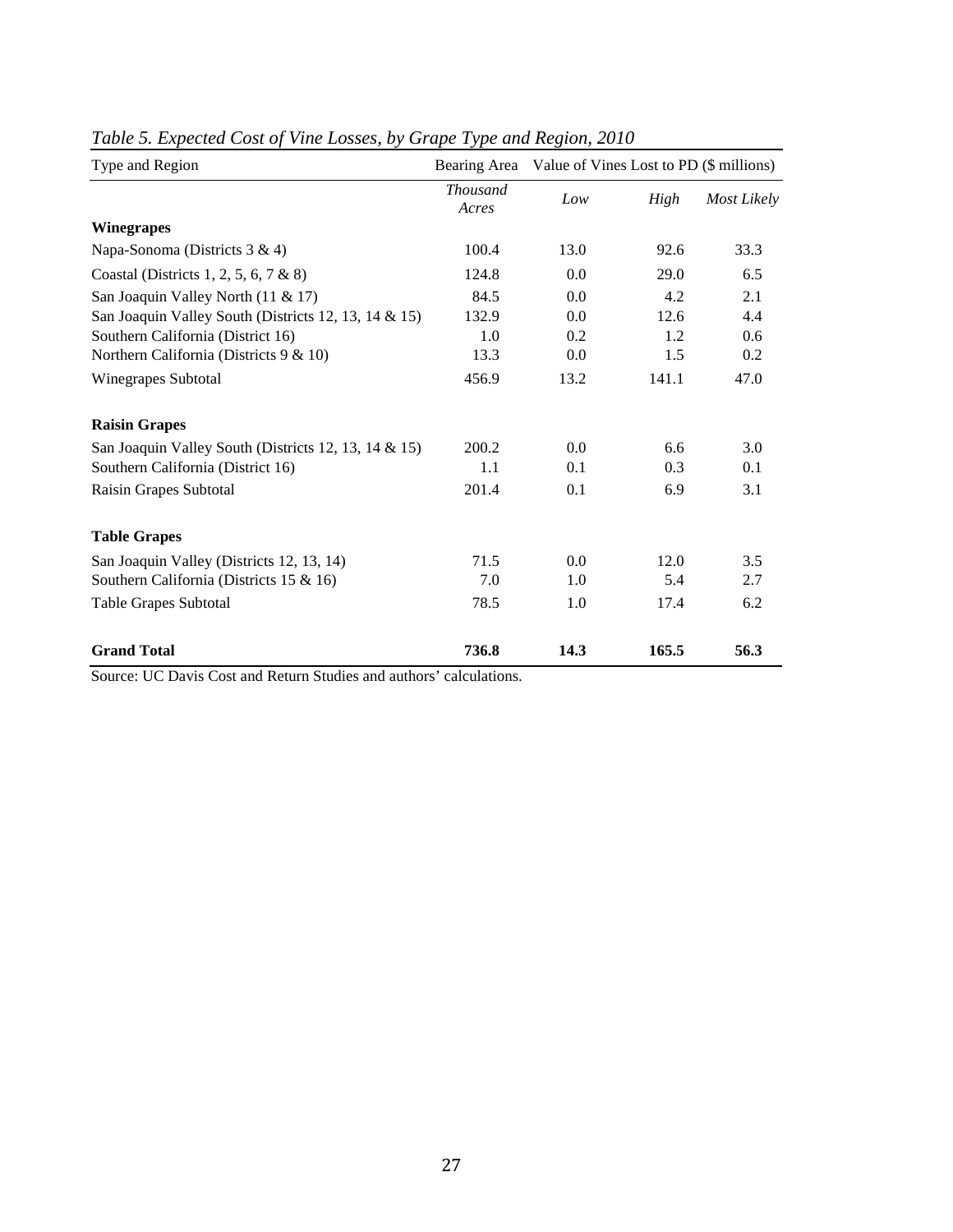*Table 5. Expected Cost of Vine Losses, by Grape Type and Region, 2010*

| Type and Region | Bearing Area | Value of Vines Lost to PD ($ millions) | | |
|---|---|---|---|---|
| | *Thousand Acres* | *Low* | *High* | *Most Likely* |
| **Winegrapes** | | | | |
| Napa-Sonoma (Districts 3 & 4) | 100.4 | 13.0 | 92.6 | 33.3 |
| Coastal (Districts 1, 2, 5, 6, 7 & 8) | 124.8 | 0.0 | 29.0 | 6.5 |
| San Joaquin Valley North (11 & 17) | 84.5 | 0.0 | 4.2 | 2.1 |
| San Joaquin Valley South (Districts 12, 13, 14 & 15) | 132.9 | 0.0 | 12.6 | 4.4 |
| Southern California (District 16) | 1.0 | 0.2 | 1.2 | 0.6 |
| Northern California (Districts 9 & 10) | 13.3 | 0.0 | 1.5 | 0.2 |
| Winegrapes Subtotal | 456.9 | 13.2 | 141.1 | 47.0 |
| **Raisin Grapes** | | | | |
| San Joaquin Valley South (Districts 12, 13, 14 & 15) | 200.2 | 0.0 | 6.6 | 3.0 |
| Southern California (District 16) | 1.1 | 0.1 | 0.3 | 0.1 |
| Raisin Grapes Subtotal | 201.4 | 0.1 | 6.9 | 3.1 |
| **Table Grapes** | | | | |
| San Joaquin Valley (Districts 12, 13, 14) | 71.5 | 0.0 | 12.0 | 3.5 |
| Southern California (Districts 15 & 16) | 7.0 | 1.0 | 5.4 | 2.7 |
| Table Grapes Subtotal | 78.5 | 1.0 | 17.4 | 6.2 |
| **Grand Total** | **736.8** | **14.3** | **165.5** | **56.3** |

Source: UC Davis Cost and Return Studies and authors' calculations.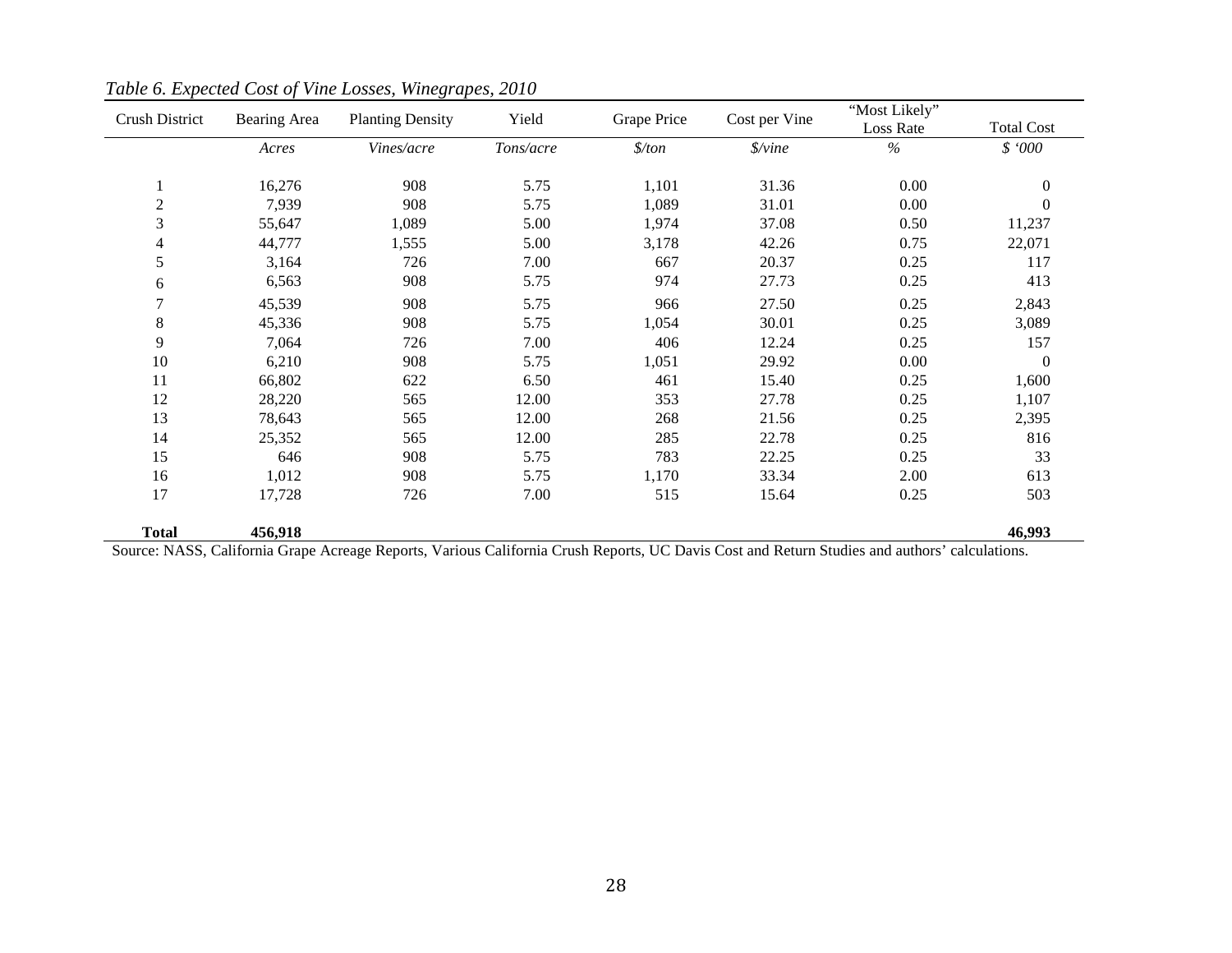*Table 6. Expected Cost of Vine Losses, Winegrapes, 2010*

| Crush District | Bearing Area | Planting Density | Yield | Grape Price | Cost per Vine | "Most Likely" Loss Rate | Total Cost |
|---|---|---|---|---|---|---|---|
| | *Acres* | *Vines/acre* | *Tons/acre* | *$/ton* | *$/vine* | *%* | *$ '000* |
| 1 | 16,276 | 908 | 5.75 | 1,101 | 31.36 | 0.00 | 0 |
| 2 | 7,939 | 908 | 5.75 | 1,089 | 31.01 | 0.00 | 0 |
| 3 | 55,647 | 1,089 | 5.00 | 1,974 | 37.08 | 0.50 | 11,237 |
| 4 | 44,777 | 1,555 | 5.00 | 3,178 | 42.26 | 0.75 | 22,071 |
| 5 | 3,164 | 726 | 7.00 | 667 | 20.37 | 0.25 | 117 |
| 6 | 6,563 | 908 | 5.75 | 974 | 27.73 | 0.25 | 413 |
| 7 | 45,539 | 908 | 5.75 | 966 | 27.50 | 0.25 | 2,843 |
| 8 | 45,336 | 908 | 5.75 | 1,054 | 30.01 | 0.25 | 3,089 |
| 9 | 7,064 | 726 | 7.00 | 406 | 12.24 | 0.25 | 157 |
| 10 | 6,210 | 908 | 5.75 | 1,051 | 29.92 | 0.00 | 0 |
| 11 | 66,802 | 622 | 6.50 | 461 | 15.40 | 0.25 | 1,600 |
| 12 | 28,220 | 565 | 12.00 | 353 | 27.78 | 0.25 | 1,107 |
| 13 | 78,643 | 565 | 12.00 | 268 | 21.56 | 0.25 | 2,395 |
| 14 | 25,352 | 565 | 12.00 | 285 | 22.78 | 0.25 | 816 |
| 15 | 646 | 908 | 5.75 | 783 | 22.25 | 0.25 | 33 |
| 16 | 1,012 | 908 | 5.75 | 1,170 | 33.34 | 2.00 | 613 |
| 17 | 17,728 | 726 | 7.00 | 515 | 15.64 | 0.25 | 503 |
| **Total** | **456,918** | | | | | | **46,993** |

Source: NASS, California Grape Acreage Reports, Various California Crush Reports, UC Davis Cost and Return Studies and authors' calculations.